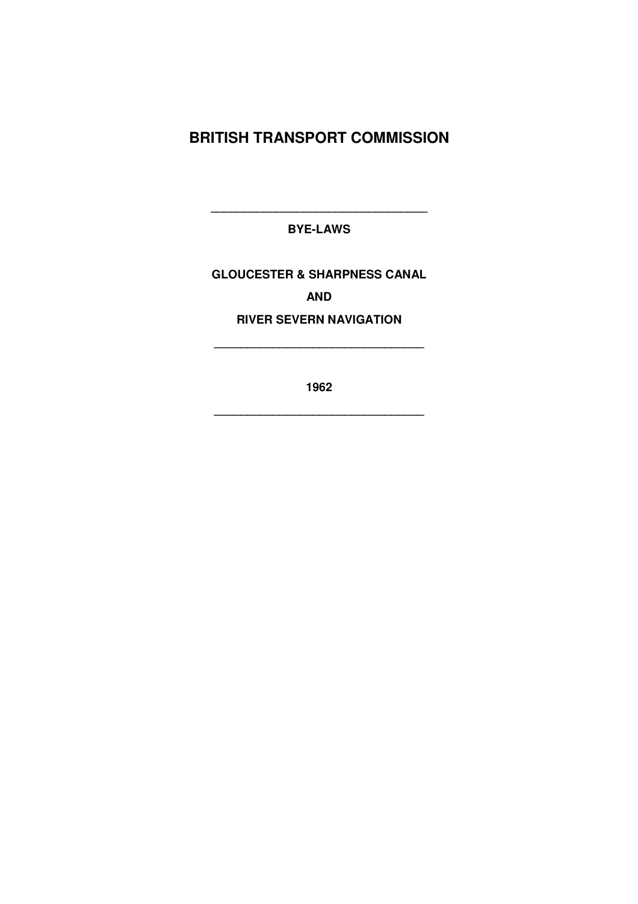# BRITISH TRANSPORT COMMISSION

---

**BYE-LAWS**

**GLOUCESTER & SHARPNESS CANAL**

**AND**

**RIVER SEVERN NAVIGATION**

---

**1962**

---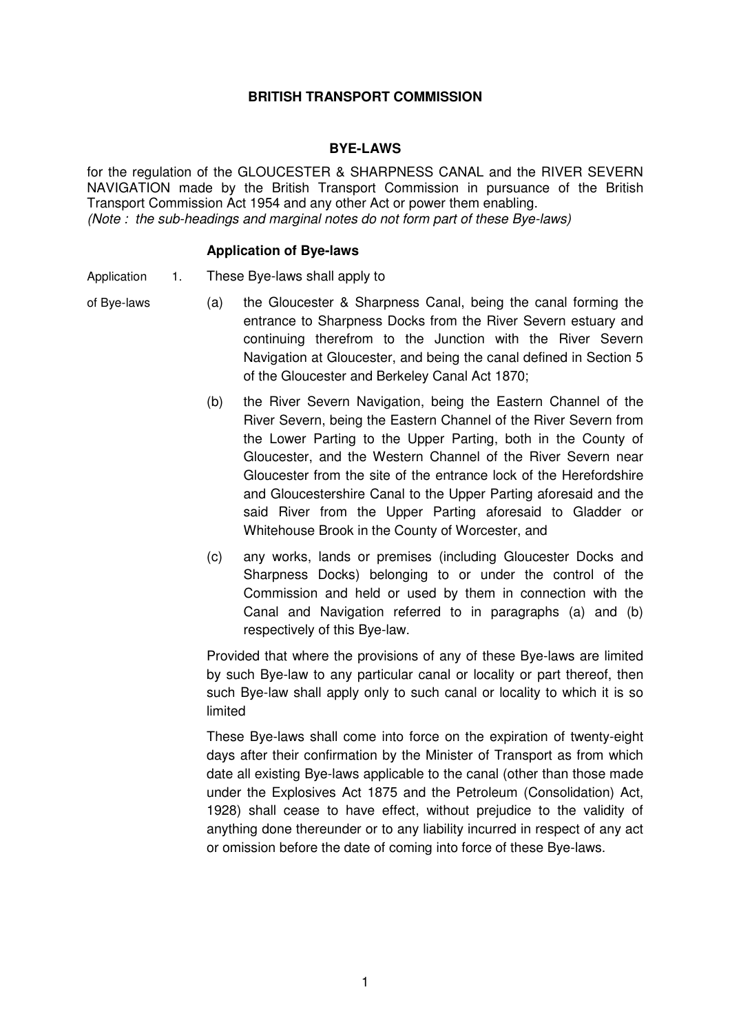**BRITISH TRANSPORT COMMISSION**

**BYE-LAWS**

for the regulation of the GLOUCESTER & SHARPNESS CANAL and the RIVER SEVERN NAVIGATION made by the British Transport Commission in pursuance of the British Transport Commission Act 1954 and any other Act or power them enabling.
*(Note : the sub-headings and marginal notes do not form part of these Bye-laws)*

**Application of Bye-laws**

Application of Bye-laws

1. These Bye-laws shall apply to

   (a) the Gloucester & Sharpness Canal, being the canal forming the entrance to Sharpness Docks from the River Severn estuary and continuing therefrom to the Junction with the River Severn Navigation at Gloucester, and being the canal defined in Section 5 of the Gloucester and Berkeley Canal Act 1870;

   (b) the River Severn Navigation, being the Eastern Channel of the River Severn, being the Eastern Channel of the River Severn from the Lower Parting to the Upper Parting, both in the County of Gloucester, and the Western Channel of the River Severn near Gloucester from the site of the entrance lock of the Herefordshire and Gloucestershire Canal to the Upper Parting aforesaid and the said River from the Upper Parting aforesaid to Gladder or Whitehouse Brook in the County of Worcester, and

   (c) any works, lands or premises (including Gloucester Docks and Sharpness Docks) belonging to or under the control of the Commission and held or used by them in connection with the Canal and Navigation referred to in paragraphs (a) and (b) respectively of this Bye-law.

   Provided that where the provisions of any of these Bye-laws are limited by such Bye-law to any particular canal or locality or part thereof, then such Bye-law shall apply only to such canal or locality to which it is so limited

   These Bye-laws shall come into force on the expiration of twenty-eight days after their confirmation by the Minister of Transport as from which date all existing Bye-laws applicable to the canal (other than those made under the Explosives Act 1875 and the Petroleum (Consolidation) Act, 1928) shall cease to have effect, without prejudice to the validity of anything done thereunder or to any liability incurred in respect of any act or omission before the date of coming into force of these Bye-laws.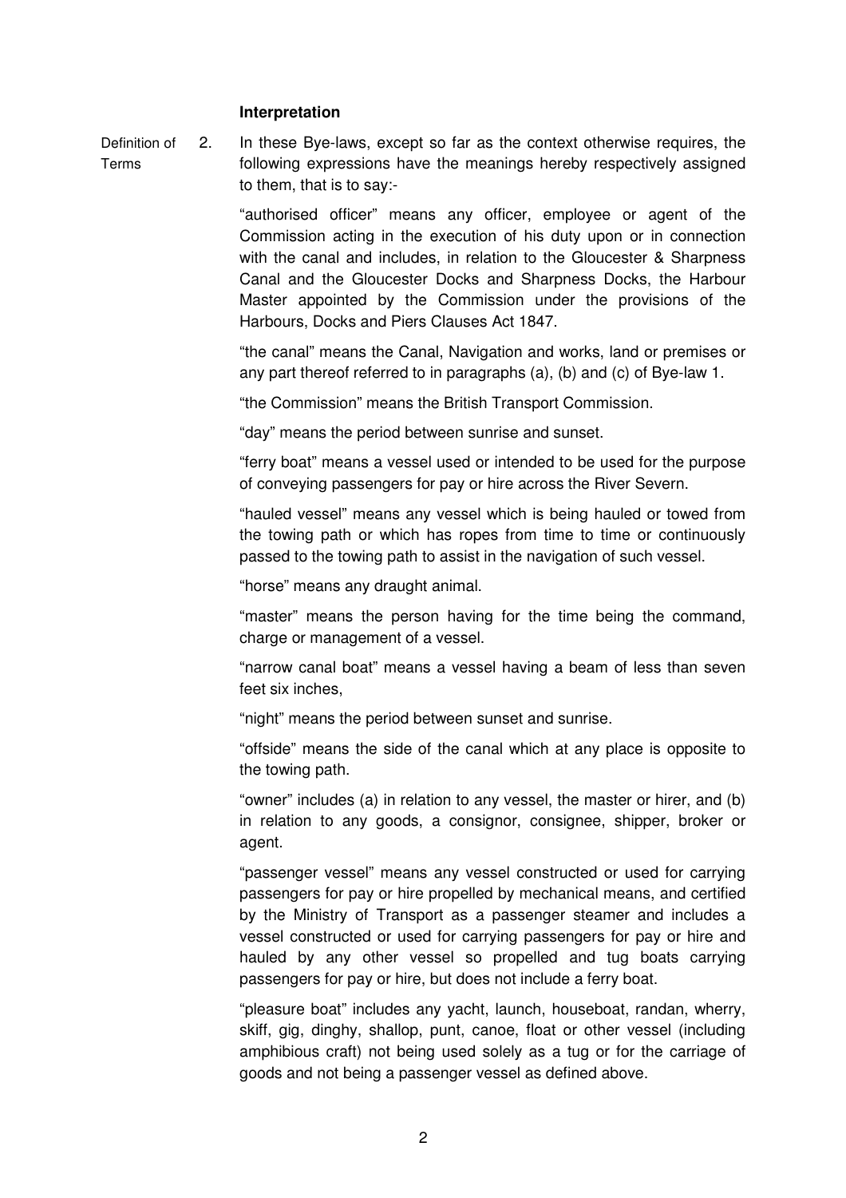### Interpretation

Definition of Terms

2. In these Bye-laws, except so far as the context otherwise requires, the following expressions have the meanings hereby respectively assigned to them, that is to say:-

"authorised officer" means any officer, employee or agent of the Commission acting in the execution of his duty upon or in connection with the canal and includes, in relation to the Gloucester & Sharpness Canal and the Gloucester Docks and Sharpness Docks, the Harbour Master appointed by the Commission under the provisions of the Harbours, Docks and Piers Clauses Act 1847.

"the canal" means the Canal, Navigation and works, land or premises or any part thereof referred to in paragraphs (a), (b) and (c) of Bye-law 1.

"the Commission" means the British Transport Commission.

"day" means the period between sunrise and sunset.

"ferry boat" means a vessel used or intended to be used for the purpose of conveying passengers for pay or hire across the River Severn.

"hauled vessel" means any vessel which is being hauled or towed from the towing path or which has ropes from time to time or continuously passed to the towing path to assist in the navigation of such vessel.

"horse" means any draught animal.

"master" means the person having for the time being the command, charge or management of a vessel.

"narrow canal boat" means a vessel having a beam of less than seven feet six inches,

"night" means the period between sunset and sunrise.

"offside" means the side of the canal which at any place is opposite to the towing path.

"owner" includes (a) in relation to any vessel, the master or hirer, and (b) in relation to any goods, a consignor, consignee, shipper, broker or agent.

"passenger vessel" means any vessel constructed or used for carrying passengers for pay or hire propelled by mechanical means, and certified by the Ministry of Transport as a passenger steamer and includes a vessel constructed or used for carrying passengers for pay or hire and hauled by any other vessel so propelled and tug boats carrying passengers for pay or hire, but does not include a ferry boat.

"pleasure boat" includes any yacht, launch, houseboat, randan, wherry, skiff, gig, dinghy, shallop, punt, canoe, float or other vessel (including amphibious craft) not being used solely as a tug or for the carriage of goods and not being a passenger vessel as defined above.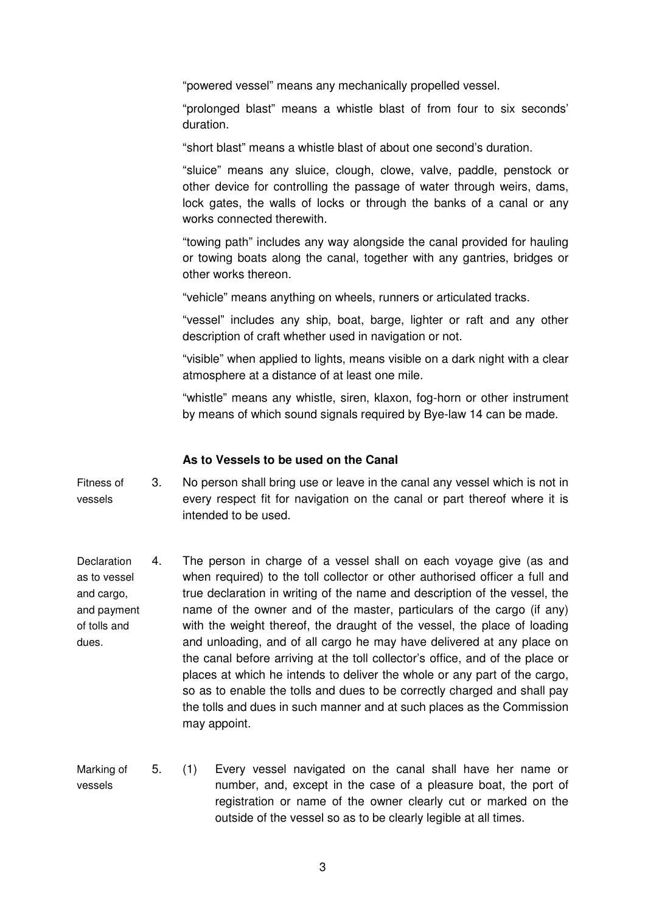"powered vessel" means any mechanically propelled vessel.

"prolonged blast" means a whistle blast of from four to six seconds' duration.

"short blast" means a whistle blast of about one second's duration.

"sluice" means any sluice, clough, clowe, valve, paddle, penstock or other device for controlling the passage of water through weirs, dams, lock gates, the walls of locks or through the banks of a canal or any works connected therewith.

"towing path" includes any way alongside the canal provided for hauling or towing boats along the canal, together with any gantries, bridges or other works thereon.

"vehicle" means anything on wheels, runners or articulated tracks.

"vessel" includes any ship, boat, barge, lighter or raft and any other description of craft whether used in navigation or not.

"visible" when applied to lights, means visible on a dark night with a clear atmosphere at a distance of at least one mile.

"whistle" means any whistle, siren, klaxon, fog-horn or other instrument by means of which sound signals required by Bye-law 14 can be made.

**As to Vessels to be used on the Canal**

Fitness of vessels

3. No person shall bring use or leave in the canal any vessel which is not in every respect fit for navigation on the canal or part thereof where it is intended to be used.

Declaration as to vessel and cargo, and payment of tolls and dues.

4. The person in charge of a vessel shall on each voyage give (as and when required) to the toll collector or other authorised officer a full and true declaration in writing of the name and description of the vessel, the name of the owner and of the master, particulars of the cargo (if any) with the weight thereof, the draught of the vessel, the place of loading and unloading, and of all cargo he may have delivered at any place on the canal before arriving at the toll collector's office, and of the place or places at which he intends to deliver the whole or any part of the cargo, so as to enable the tolls and dues to be correctly charged and shall pay the tolls and dues in such manner and at such places as the Commission may appoint.

Marking of vessels

5. (1) Every vessel navigated on the canal shall have her name or number, and, except in the case of a pleasure boat, the port of registration or name of the owner clearly cut or marked on the outside of the vessel so as to be clearly legible at all times.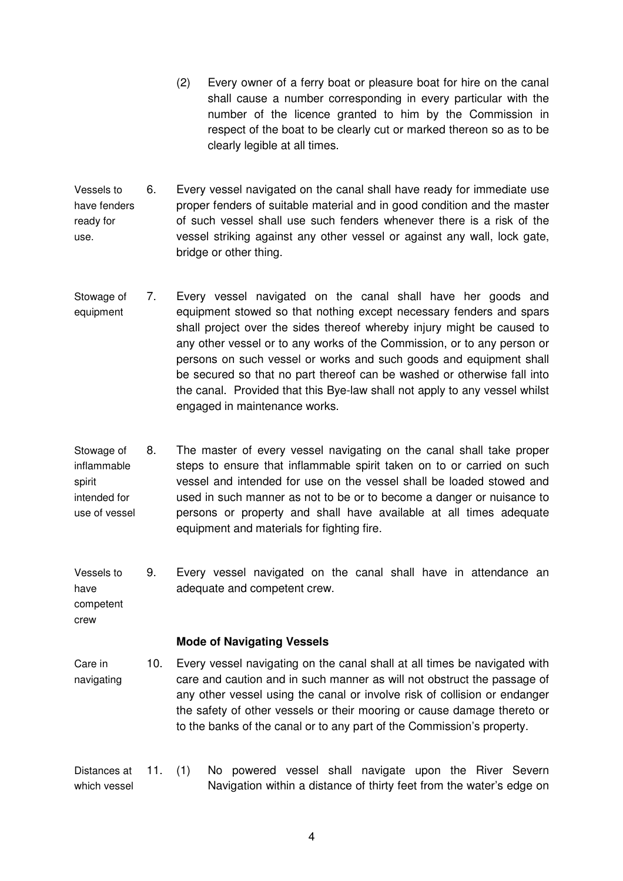(2) Every owner of a ferry boat or pleasure boat for hire on the canal shall cause a number corresponding in every particular with the number of the licence granted to him by the Commission in respect of the boat to be clearly cut or marked thereon so as to be clearly legible at all times.

*Vessels to have fenders ready for use.*

6. Every vessel navigated on the canal shall have ready for immediate use proper fenders of suitable material and in good condition and the master of such vessel shall use such fenders whenever there is a risk of the vessel striking against any other vessel or against any wall, lock gate, bridge or other thing.

*Stowage of equipment*

7. Every vessel navigated on the canal shall have her goods and equipment stowed so that nothing except necessary fenders and spars shall project over the sides thereof whereby injury might be caused to any other vessel or to any works of the Commission, or to any person or persons on such vessel or works and such goods and equipment shall be secured so that no part thereof can be washed or otherwise fall into the canal. Provided that this Bye-law shall not apply to any vessel whilst engaged in maintenance works.

*Stowage of inflammable spirit intended for use of vessel*

8. The master of every vessel navigating on the canal shall take proper steps to ensure that inflammable spirit taken on to or carried on such vessel and intended for use on the vessel shall be loaded stowed and used in such manner as not to be or to become a danger or nuisance to persons or property and shall have available at all times adequate equipment and materials for fighting fire.

*Vessels to have competent crew*

9. Every vessel navigated on the canal shall have in attendance an adequate and competent crew.

**Mode of Navigating Vessels**

*Care in navigating*

10. Every vessel navigating on the canal shall at all times be navigated with care and caution and in such manner as will not obstruct the passage of any other vessel using the canal or involve risk of collision or endanger the safety of other vessels or their mooring or cause damage thereto or to the banks of the canal or to any part of the Commission's property.

*Distances at which vessel*

11. (1) No powered vessel shall navigate upon the River Severn Navigation within a distance of thirty feet from the water's edge on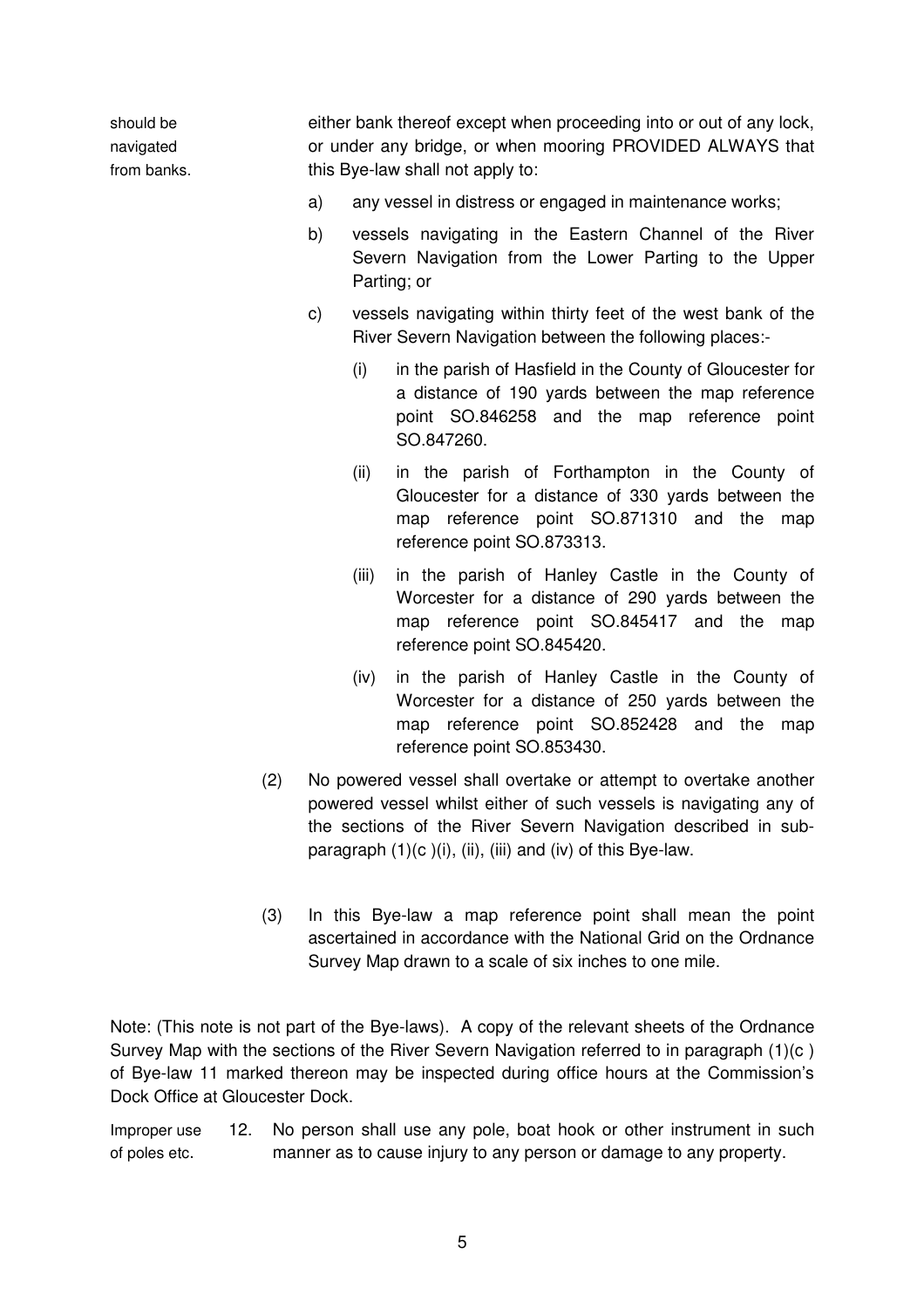should be navigated from banks.

either bank thereof except when proceeding into or out of any lock, or under any bridge, or when mooring PROVIDED ALWAYS that this Bye-law shall not apply to:

a) any vessel in distress or engaged in maintenance works;

b) vessels navigating in the Eastern Channel of the River Severn Navigation from the Lower Parting to the Upper Parting; or

c) vessels navigating within thirty feet of the west bank of the River Severn Navigation between the following places:-

   (i) in the parish of Hasfield in the County of Gloucester for a distance of 190 yards between the map reference point SO.846258 and the map reference point SO.847260.

   (ii) in the parish of Forthampton in the County of Gloucester for a distance of 330 yards between the map reference point SO.871310 and the map reference point SO.873313.

   (iii) in the parish of Hanley Castle in the County of Worcester for a distance of 290 yards between the map reference point SO.845417 and the map reference point SO.845420.

   (iv) in the parish of Hanley Castle in the County of Worcester for a distance of 250 yards between the map reference point SO.852428 and the map reference point SO.853430.

(2) No powered vessel shall overtake or attempt to overtake another powered vessel whilst either of such vessels is navigating any of the sections of the River Severn Navigation described in sub-paragraph (1)(c )(i), (ii), (iii) and (iv) of this Bye-law.

(3) In this Bye-law a map reference point shall mean the point ascertained in accordance with the National Grid on the Ordnance Survey Map drawn to a scale of six inches to one mile.

Note: (This note is not part of the Bye-laws). A copy of the relevant sheets of the Ordnance Survey Map with the sections of the River Severn Navigation referred to in paragraph (1)(c ) of Bye-law 11 marked thereon may be inspected during office hours at the Commission's Dock Office at Gloucester Dock.

Improper use of poles etc.

12. No person shall use any pole, boat hook or other instrument in such manner as to cause injury to any person or damage to any property.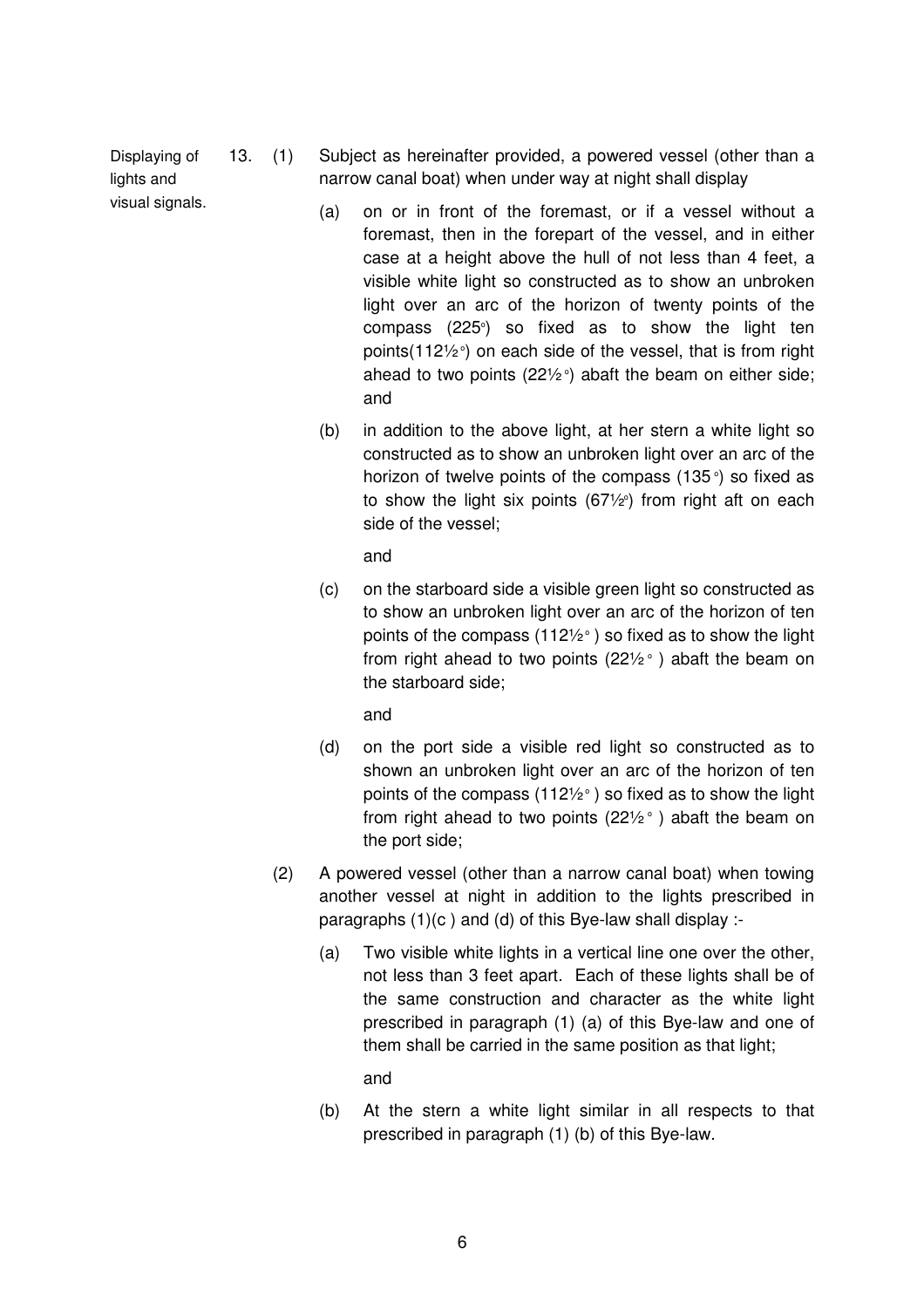**Displaying of lights and visual signals.**

13. (1) Subject as hereinafter provided, a powered vessel (other than a narrow canal boat) when under way at night shall display

(a) on or in front of the foremast, or if a vessel without a foremast, then in the forepart of the vessel, and in either case at a height above the hull of not less than 4 feet, a visible white light so constructed as to show an unbroken light over an arc of the horizon of twenty points of the compass (225°) so fixed as to show the light ten points(112½°) on each side of the vessel, that is from right ahead to two points (22½°) abaft the beam on either side; and

(b) in addition to the above light, at her stern a white light so constructed as to show an unbroken light over an arc of the horizon of twelve points of the compass (135°) so fixed as to show the light six points (67½°) from right aft on each side of the vessel;

and

(c) on the starboard side a visible green light so constructed as to show an unbroken light over an arc of the horizon of ten points of the compass (112½°) so fixed as to show the light from right ahead to two points (22½°) abaft the beam on the starboard side;

and

(d) on the port side a visible red light so constructed as to shown an unbroken light over an arc of the horizon of ten points of the compass (112½°) so fixed as to show the light from right ahead to two points (22½°) abaft the beam on the port side;

(2) A powered vessel (other than a narrow canal boat) when towing another vessel at night in addition to the lights prescribed in paragraphs (1)(c ) and (d) of this Bye-law shall display :-

(a) Two visible white lights in a vertical line one over the other, not less than 3 feet apart. Each of these lights shall be of the same construction and character as the white light prescribed in paragraph (1) (a) of this Bye-law and one of them shall be carried in the same position as that light;

and

(b) At the stern a white light similar in all respects to that prescribed in paragraph (1) (b) of this Bye-law.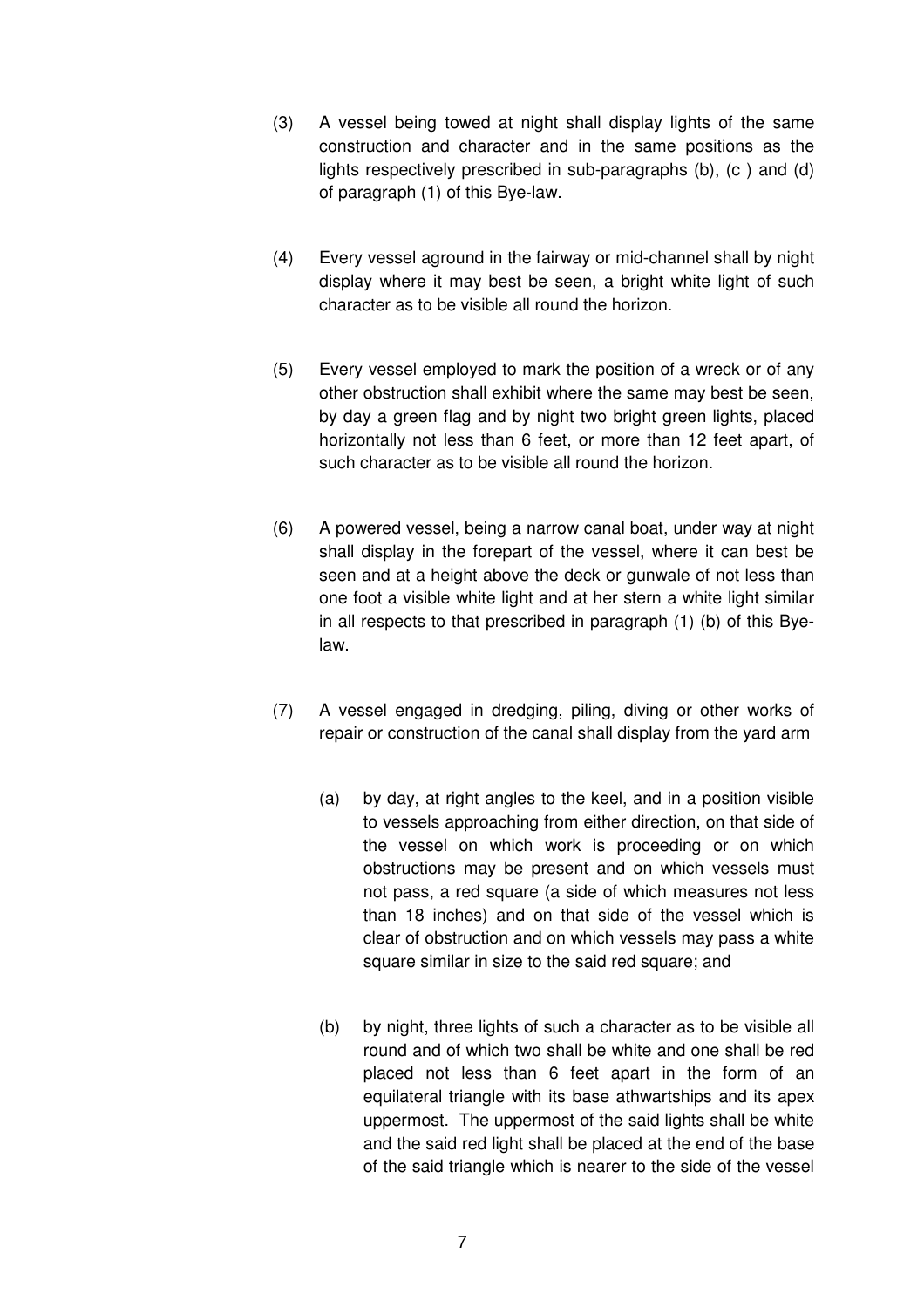(3) A vessel being towed at night shall display lights of the same construction and character and in the same positions as the lights respectively prescribed in sub-paragraphs (b), (c ) and (d) of paragraph (1) of this Bye-law.

(4) Every vessel aground in the fairway or mid-channel shall by night display where it may best be seen, a bright white light of such character as to be visible all round the horizon.

(5) Every vessel employed to mark the position of a wreck or of any other obstruction shall exhibit where the same may best be seen, by day a green flag and by night two bright green lights, placed horizontally not less than 6 feet, or more than 12 feet apart, of such character as to be visible all round the horizon.

(6) A powered vessel, being a narrow canal boat, under way at night shall display in the forepart of the vessel, where it can best be seen and at a height above the deck or gunwale of not less than one foot a visible white light and at her stern a white light similar in all respects to that prescribed in paragraph (1) (b) of this Bye-law.

(7) A vessel engaged in dredging, piling, diving or other works of repair or construction of the canal shall display from the yard arm

   (a) by day, at right angles to the keel, and in a position visible to vessels approaching from either direction, on that side of the vessel on which work is proceeding or on which obstructions may be present and on which vessels must not pass, a red square (a side of which measures not less than 18 inches) and on that side of the vessel which is clear of obstruction and on which vessels may pass a white square similar in size to the said red square; and

   (b) by night, three lights of such a character as to be visible all round and of which two shall be white and one shall be red placed not less than 6 feet apart in the form of an equilateral triangle with its base athwartships and its apex uppermost. The uppermost of the said lights shall be white and the said red light shall be placed at the end of the base of the said triangle which is nearer to the side of the vessel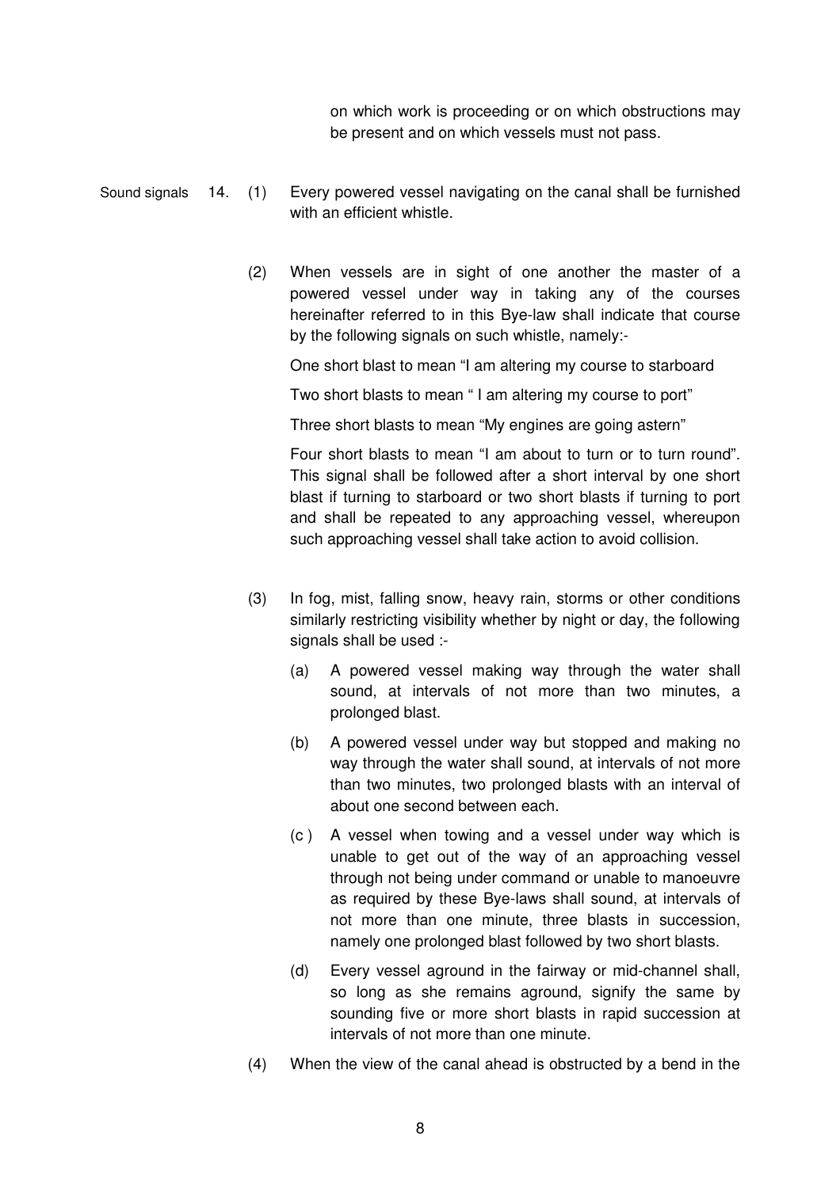on which work is proceeding or on which obstructions may be present and on which vessels must not pass.

Sound signals

14. (1) Every powered vessel navigating on the canal shall be furnished with an efficient whistle.

(2) When vessels are in sight of one another the master of a powered vessel under way in taking any of the courses hereinafter referred to in this Bye-law shall indicate that course by the following signals on such whistle, namely:-

One short blast to mean "I am altering my course to starboard

Two short blasts to mean " I am altering my course to port"

Three short blasts to mean "My engines are going astern"

Four short blasts to mean "I am about to turn or to turn round". This signal shall be followed after a short interval by one short blast if turning to starboard or two short blasts if turning to port and shall be repeated to any approaching vessel, whereupon such approaching vessel shall take action to avoid collision.

(3) In fog, mist, falling snow, heavy rain, storms or other conditions similarly restricting visibility whether by night or day, the following signals shall be used :-

(a) A powered vessel making way through the water shall sound, at intervals of not more than two minutes, a prolonged blast.

(b) A powered vessel under way but stopped and making no way through the water shall sound, at intervals of not more than two minutes, two prolonged blasts with an interval of about one second between each.

(c ) A vessel when towing and a vessel under way which is unable to get out of the way of an approaching vessel through not being under command or unable to manoeuvre as required by these Bye-laws shall sound, at intervals of not more than one minute, three blasts in succession, namely one prolonged blast followed by two short blasts.

(d) Every vessel aground in the fairway or mid-channel shall, so long as she remains aground, signify the same by sounding five or more short blasts in rapid succession at intervals of not more than one minute.

(4) When the view of the canal ahead is obstructed by a bend in the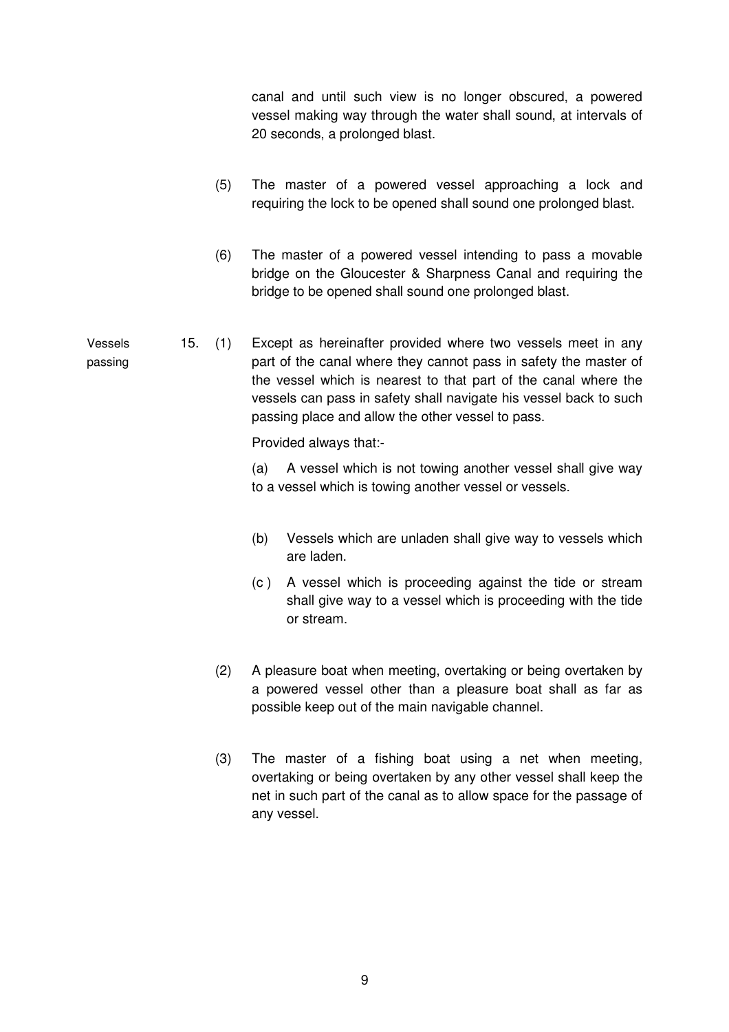canal and until such view is no longer obscured, a powered vessel making way through the water shall sound, at intervals of 20 seconds, a prolonged blast.

(5) The master of a powered vessel approaching a lock and requiring the lock to be opened shall sound one prolonged blast.

(6) The master of a powered vessel intending to pass a movable bridge on the Gloucester & Sharpness Canal and requiring the bridge to be opened shall sound one prolonged blast.

**Vessels passing**

15. (1) Except as hereinafter provided where two vessels meet in any part of the canal where they cannot pass in safety the master of the vessel which is nearest to that part of the canal where the vessels can pass in safety shall navigate his vessel back to such passing place and allow the other vessel to pass.

Provided always that:-

(a) A vessel which is not towing another vessel shall give way to a vessel which is towing another vessel or vessels.

(b) Vessels which are unladen shall give way to vessels which are laden.

(c ) A vessel which is proceeding against the tide or stream shall give way to a vessel which is proceeding with the tide or stream.

(2) A pleasure boat when meeting, overtaking or being overtaken by a powered vessel other than a pleasure boat shall as far as possible keep out of the main navigable channel.

(3) The master of a fishing boat using a net when meeting, overtaking or being overtaken by any other vessel shall keep the net in such part of the canal as to allow space for the passage of any vessel.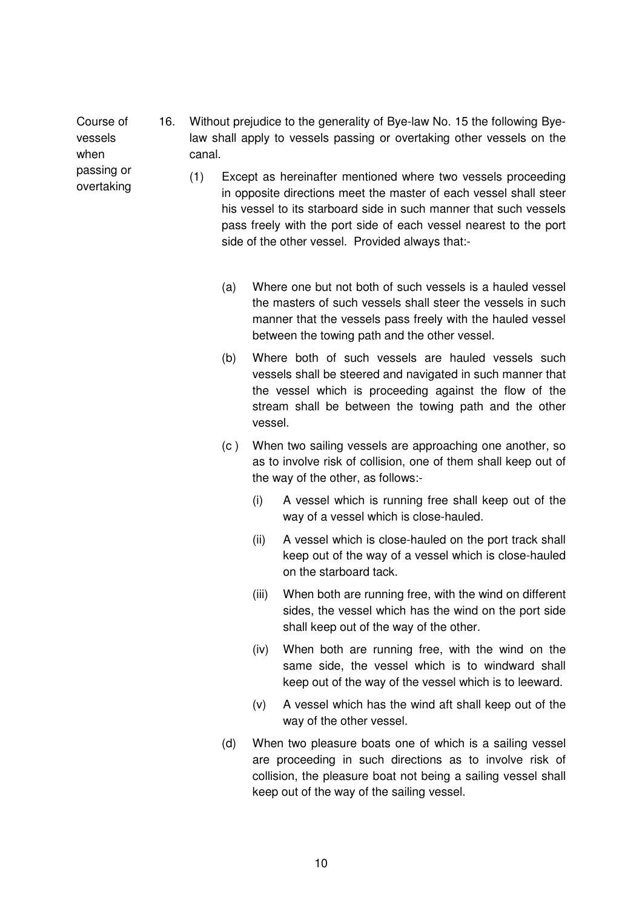Course of vessels when passing or overtaking

16. Without prejudice to the generality of Bye-law No. 15 the following Bye-law shall apply to vessels passing or overtaking other vessels on the canal.

    (1) Except as hereinafter mentioned where two vessels proceeding in opposite directions meet the master of each vessel shall steer his vessel to its starboard side in such manner that such vessels pass freely with the port side of each vessel nearest to the port side of the other vessel. Provided always that:-

        (a) Where one but not both of such vessels is a hauled vessel the masters of such vessels shall steer the vessels in such manner that the vessels pass freely with the hauled vessel between the towing path and the other vessel.

        (b) Where both of such vessels are hauled vessels such vessels shall be steered and navigated in such manner that the vessel which is proceeding against the flow of the stream shall be between the towing path and the other vessel.

        (c ) When two sailing vessels are approaching one another, so as to involve risk of collision, one of them shall keep out of the way of the other, as follows:-

            (i) A vessel which is running free shall keep out of the way of a vessel which is close-hauled.

            (ii) A vessel which is close-hauled on the port track shall keep out of the way of a vessel which is close-hauled on the starboard tack.

            (iii) When both are running free, with the wind on different sides, the vessel which has the wind on the port side shall keep out of the way of the other.

            (iv) When both are running free, with the wind on the same side, the vessel which is to windward shall keep out of the way of the vessel which is to leeward.

            (v) A vessel which has the wind aft shall keep out of the way of the other vessel.

        (d) When two pleasure boats one of which is a sailing vessel are proceeding in such directions as to involve risk of collision, the pleasure boat not being a sailing vessel shall keep out of the way of the sailing vessel.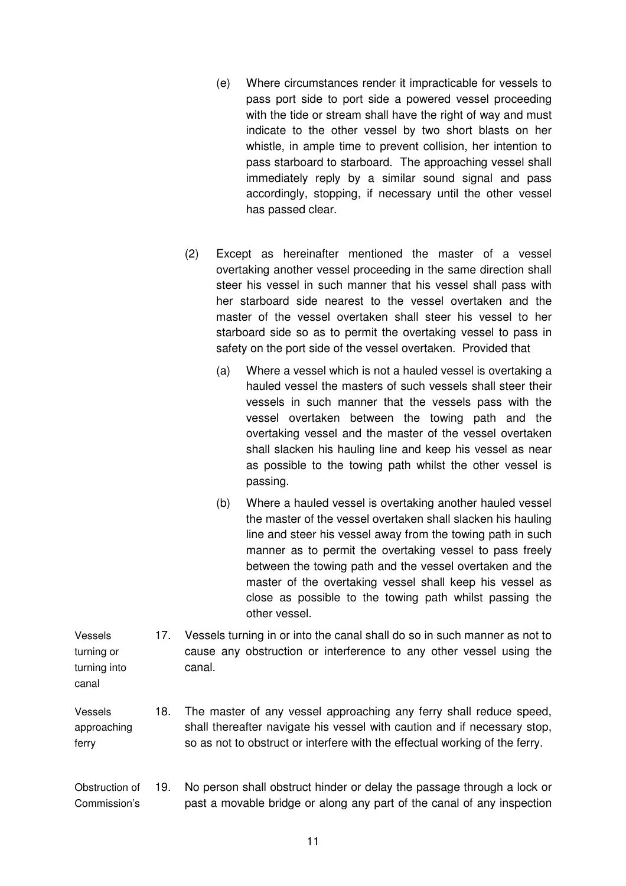(e) Where circumstances render it impracticable for vessels to pass port side to port side a powered vessel proceeding with the tide or stream shall have the right of way and must indicate to the other vessel by two short blasts on her whistle, in ample time to prevent collision, her intention to pass starboard to starboard. The approaching vessel shall immediately reply by a similar sound signal and pass accordingly, stopping, if necessary until the other vessel has passed clear.

(2) Except as hereinafter mentioned the master of a vessel overtaking another vessel proceeding in the same direction shall steer his vessel in such manner that his vessel shall pass with her starboard side nearest to the vessel overtaken and the master of the vessel overtaken shall steer his vessel to her starboard side so as to permit the overtaking vessel to pass in safety on the port side of the vessel overtaken. Provided that

(a) Where a vessel which is not a hauled vessel is overtaking a hauled vessel the masters of such vessels shall steer their vessels in such manner that the vessels pass with the vessel overtaken between the towing path and the overtaking vessel and the master of the vessel overtaken shall slacken his hauling line and keep his vessel as near as possible to the towing path whilst the other vessel is passing.

(b) Where a hauled vessel is overtaking another hauled vessel the master of the vessel overtaken shall slacken his hauling line and steer his vessel away from the towing path in such manner as to permit the overtaking vessel to pass freely between the towing path and the vessel overtaken and the master of the overtaking vessel shall keep his vessel as close as possible to the towing path whilst passing the other vessel.

*Vessels turning or turning into canal*

17. Vessels turning in or into the canal shall do so in such manner as not to cause any obstruction or interference to any other vessel using the canal.

*Vessels approaching ferry*

18. The master of any vessel approaching any ferry shall reduce speed, shall thereafter navigate his vessel with caution and if necessary stop, so as not to obstruct or interfere with the effectual working of the ferry.

*Obstruction of Commission's*

19. No person shall obstruct hinder or delay the passage through a lock or past a movable bridge or along any part of the canal of any inspection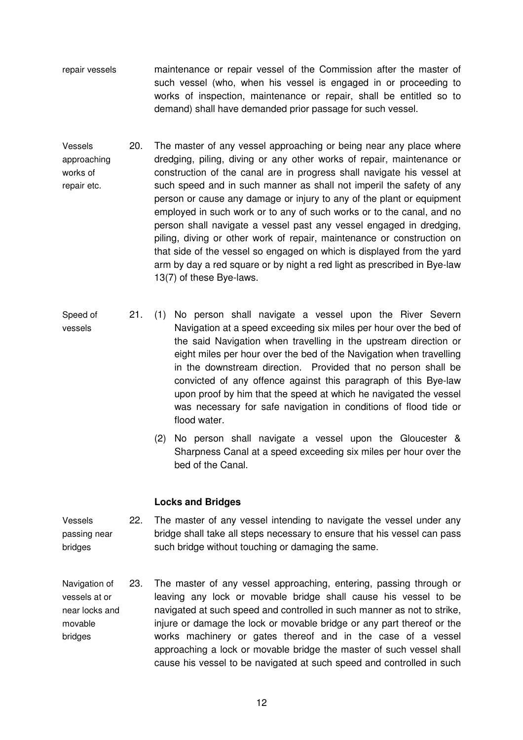repair vessels

maintenance or repair vessel of the Commission after the master of such vessel (who, when his vessel is engaged in or proceeding to works of inspection, maintenance or repair, shall be entitled so to demand) shall have demanded prior passage for such vessel.

Vessels approaching works of repair etc.

20. The master of any vessel approaching or being near any place where dredging, piling, diving or any other works of repair, maintenance or construction of the canal are in progress shall navigate his vessel at such speed and in such manner as shall not imperil the safety of any person or cause any damage or injury to any of the plant or equipment employed in such work or to any of such works or to the canal, and no person shall navigate a vessel past any vessel engaged in dredging, piling, diving or other work of repair, maintenance or construction on that side of the vessel so engaged on which is displayed from the yard arm by day a red square or by night a red light as prescribed in Bye-law 13(7) of these Bye-laws.

Speed of vessels

21. (1) No person shall navigate a vessel upon the River Severn Navigation at a speed exceeding six miles per hour over the bed of the said Navigation when travelling in the upstream direction or eight miles per hour over the bed of the Navigation when travelling in the downstream direction. Provided that no person shall be convicted of any offence against this paragraph of this Bye-law upon proof by him that the speed at which he navigated the vessel was necessary for safe navigation in conditions of flood tide or flood water.

(2) No person shall navigate a vessel upon the Gloucester & Sharpness Canal at a speed exceeding six miles per hour over the bed of the Canal.

**Locks and Bridges**

Vessels passing near bridges

22. The master of any vessel intending to navigate the vessel under any bridge shall take all steps necessary to ensure that his vessel can pass such bridge without touching or damaging the same.

Navigation of vessels at or near locks and movable bridges

23. The master of any vessel approaching, entering, passing through or leaving any lock or movable bridge shall cause his vessel to be navigated at such speed and controlled in such manner as not to strike, injure or damage the lock or movable bridge or any part thereof or the works machinery or gates thereof and in the case of a vessel approaching a lock or movable bridge the master of such vessel shall cause his vessel to be navigated at such speed and controlled in such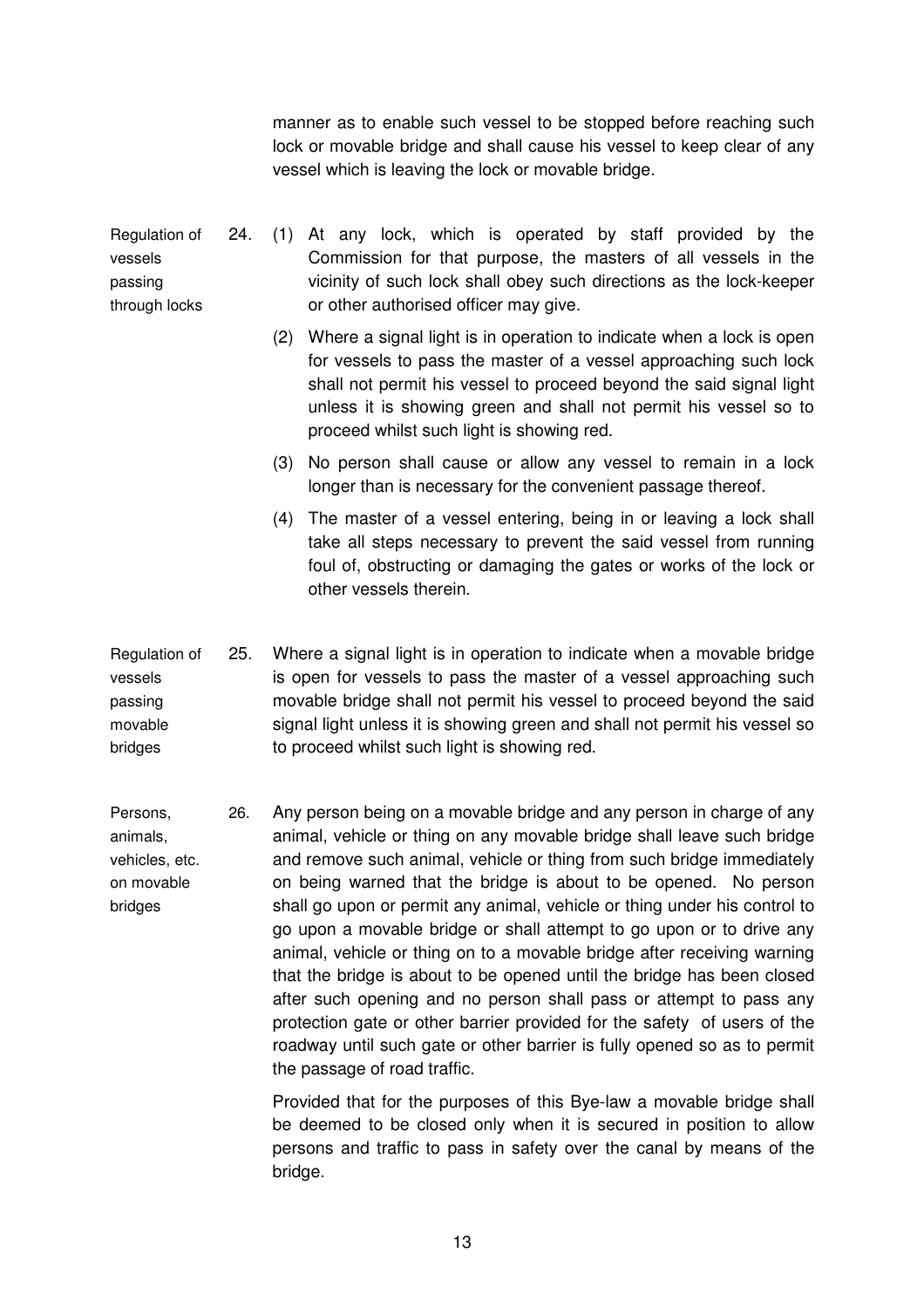manner as to enable such vessel to be stopped before reaching such lock or movable bridge and shall cause his vessel to keep clear of any vessel which is leaving the lock or movable bridge.

**Regulation of vessels passing through locks**

24. (1) At any lock, which is operated by staff provided by the Commission for that purpose, the masters of all vessels in the vicinity of such lock shall obey such directions as the lock-keeper or other authorised officer may give.

(2) Where a signal light is in operation to indicate when a lock is open for vessels to pass the master of a vessel approaching such lock shall not permit his vessel to proceed beyond the said signal light unless it is showing green and shall not permit his vessel so to proceed whilst such light is showing red.

(3) No person shall cause or allow any vessel to remain in a lock longer than is necessary for the convenient passage thereof.

(4) The master of a vessel entering, being in or leaving a lock shall take all steps necessary to prevent the said vessel from running foul of, obstructing or damaging the gates or works of the lock or other vessels therein.

**Regulation of vessels passing movable bridges**

25. Where a signal light is in operation to indicate when a movable bridge is open for vessels to pass the master of a vessel approaching such movable bridge shall not permit his vessel to proceed beyond the said signal light unless it is showing green and shall not permit his vessel so to proceed whilst such light is showing red.

**Persons, animals, vehicles, etc. on movable bridges**

26. Any person being on a movable bridge and any person in charge of any animal, vehicle or thing on any movable bridge shall leave such bridge and remove such animal, vehicle or thing from such bridge immediately on being warned that the bridge is about to be opened. No person shall go upon or permit any animal, vehicle or thing under his control to go upon a movable bridge or shall attempt to go upon or to drive any animal, vehicle or thing on to a movable bridge after receiving warning that the bridge is about to be opened until the bridge has been closed after such opening and no person shall pass or attempt to pass any protection gate or other barrier provided for the safety of users of the roadway until such gate or other barrier is fully opened so as to permit the passage of road traffic.

Provided that for the purposes of this Bye-law a movable bridge shall be deemed to be closed only when it is secured in position to allow persons and traffic to pass in safety over the canal by means of the bridge.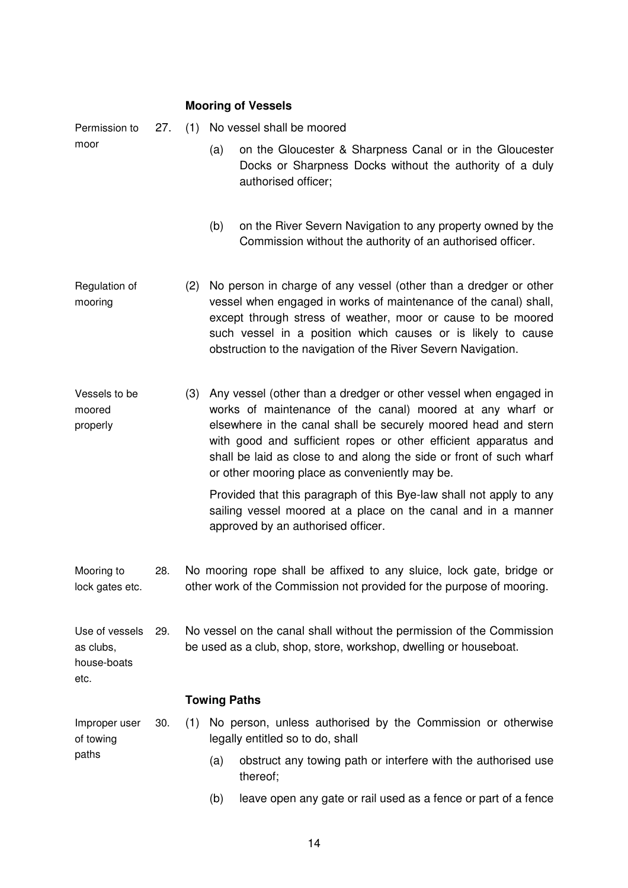### Mooring of Vessels

Permission to moor

27. (1) No vessel shall be moored

    (a) on the Gloucester & Sharpness Canal or in the Gloucester Docks or Sharpness Docks without the authority of a duly authorised officer;

    (b) on the River Severn Navigation to any property owned by the Commission without the authority of an authorised officer.

Regulation of mooring

(2) No person in charge of any vessel (other than a dredger or other vessel when engaged in works of maintenance of the canal) shall, except through stress of weather, moor or cause to be moored such vessel in a position which causes or is likely to cause obstruction to the navigation of the River Severn Navigation.

Vessels to be moored properly

(3) Any vessel (other than a dredger or other vessel when engaged in works of maintenance of the canal) moored at any wharf or elsewhere in the canal shall be securely moored head and stern with good and sufficient ropes or other efficient apparatus and shall be laid as close to and along the side or front of such wharf or other mooring place as conveniently may be.

Provided that this paragraph of this Bye-law shall not apply to any sailing vessel moored at a place on the canal and in a manner approved by an authorised officer.

Mooring to lock gates etc.

28. No mooring rope shall be affixed to any sluice, lock gate, bridge or other work of the Commission not provided for the purpose of mooring.

Use of vessels as clubs, house-boats etc.

29. No vessel on the canal shall without the permission of the Commission be used as a club, shop, store, workshop, dwelling or houseboat.

### Towing Paths

Improper user of towing paths

30. (1) No person, unless authorised by the Commission or otherwise legally entitled so to do, shall

    (a) obstruct any towing path or interfere with the authorised use thereof;

    (b) leave open any gate or rail used as a fence or part of a fence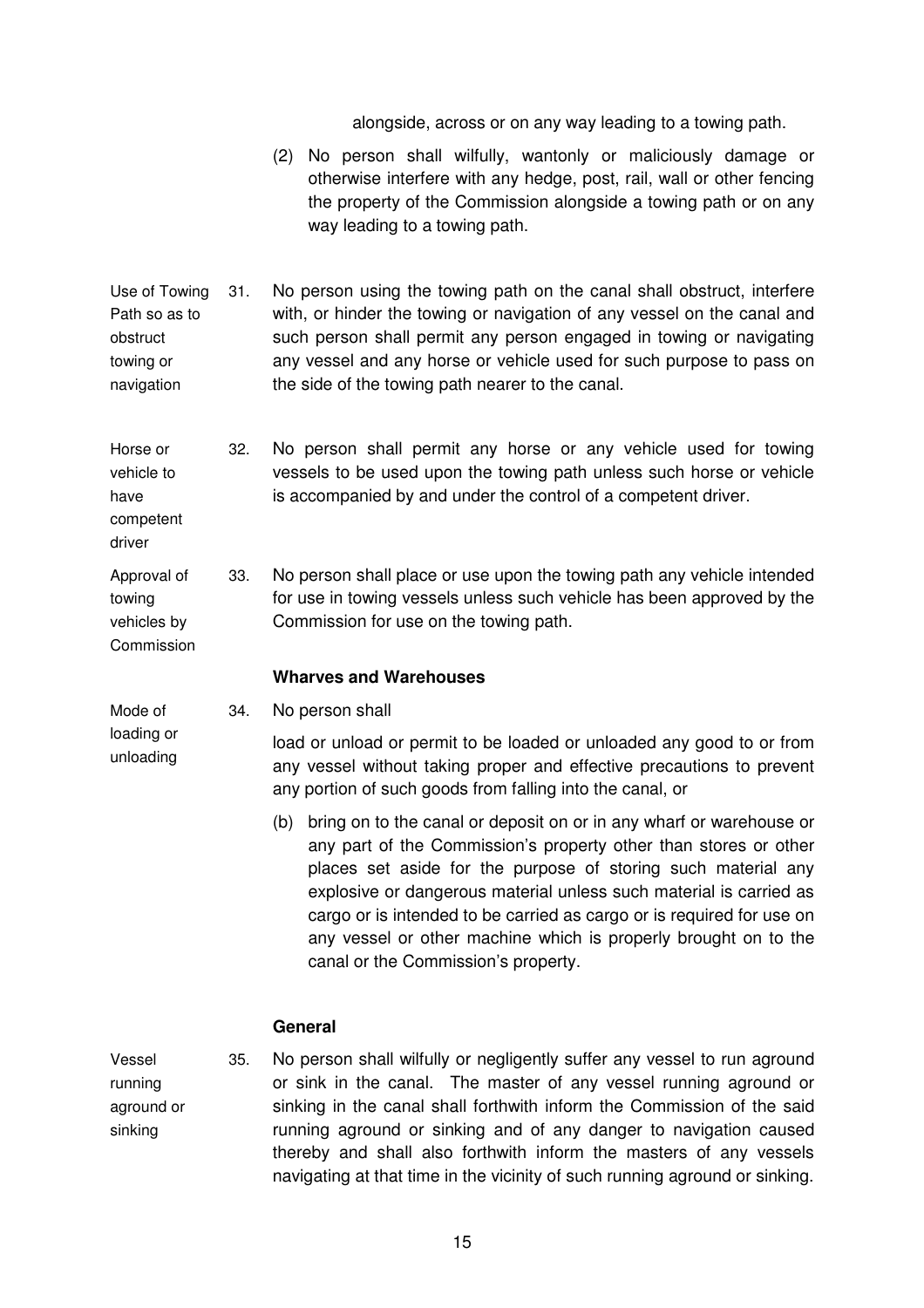alongside, across or on any way leading to a towing path.

(2) No person shall wilfully, wantonly or maliciously damage or otherwise interfere with any hedge, post, rail, wall or other fencing the property of the Commission alongside a towing path or on any way leading to a towing path.

**Use of Towing Path so as to obstruct towing or navigation**

31. No person using the towing path on the canal shall obstruct, interfere with, or hinder the towing or navigation of any vessel on the canal and such person shall permit any person engaged in towing or navigating any vessel and any horse or vehicle used for such purpose to pass on the side of the towing path nearer to the canal.

**Horse or vehicle to have competent driver**

32. No person shall permit any horse or any vehicle used for towing vessels to be used upon the towing path unless such horse or vehicle is accompanied by and under the control of a competent driver.

**Approval of towing vehicles by Commission**

33. No person shall place or use upon the towing path any vehicle intended for use in towing vessels unless such vehicle has been approved by the Commission for use on the towing path.

### Wharves and Warehouses

**Mode of loading or unloading**

34. No person shall

load or unload or permit to be loaded or unloaded any good to or from any vessel without taking proper and effective precautions to prevent any portion of such goods from falling into the canal, or

(b) bring on to the canal or deposit on or in any wharf or warehouse or any part of the Commission's property other than stores or other places set aside for the purpose of storing such material any explosive or dangerous material unless such material is carried as cargo or is intended to be carried as cargo or is required for use on any vessel or other machine which is properly brought on to the canal or the Commission's property.

### General

**Vessel running aground or sinking**

35. No person shall wilfully or negligently suffer any vessel to run aground or sink in the canal. The master of any vessel running aground or sinking in the canal shall forthwith inform the Commission of the said running aground or sinking and of any danger to navigation caused thereby and shall also forthwith inform the masters of any vessels navigating at that time in the vicinity of such running aground or sinking.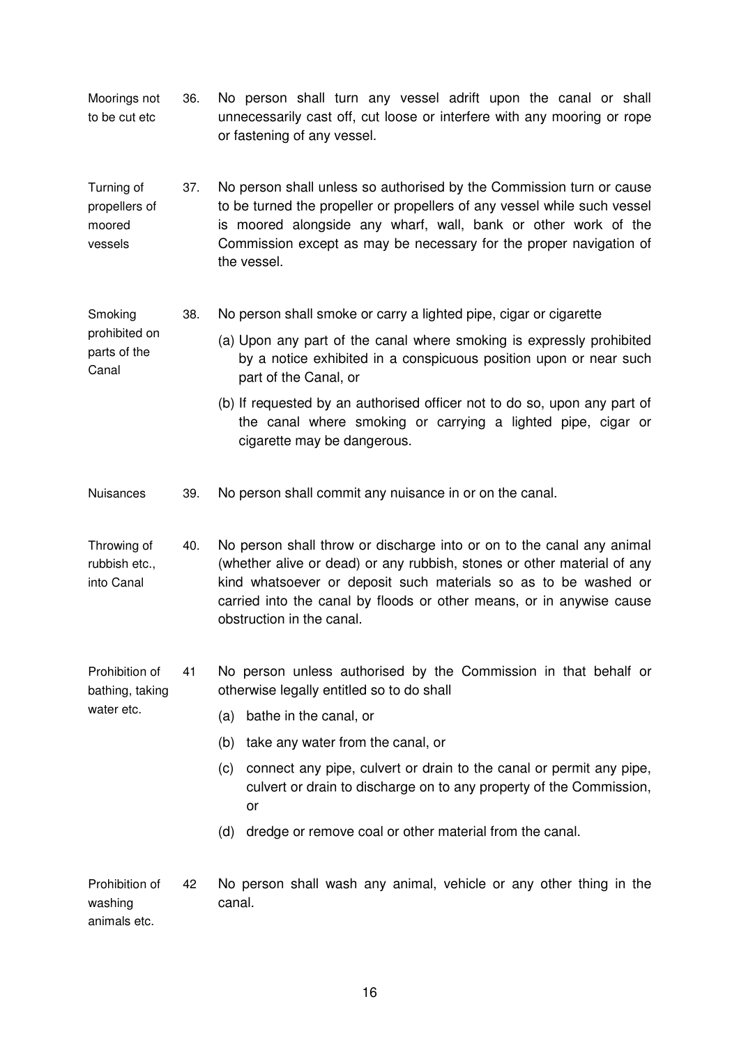**Moorings not to be cut etc**

36. No person shall turn any vessel adrift upon the canal or shall unnecessarily cast off, cut loose or interfere with any mooring or rope or fastening of any vessel.

**Turning of propellers of moored vessels**

37. No person shall unless so authorised by the Commission turn or cause to be turned the propeller or propellers of any vessel while such vessel is moored alongside any wharf, wall, bank or other work of the Commission except as may be necessary for the proper navigation of the vessel.

**Smoking prohibited on parts of the Canal**

38. No person shall smoke or carry a lighted pipe, cigar or cigarette

(a) Upon any part of the canal where smoking is expressly prohibited by a notice exhibited in a conspicuous position upon or near such part of the Canal, or

(b) If requested by an authorised officer not to do so, upon any part of the canal where smoking or carrying a lighted pipe, cigar or cigarette may be dangerous.

**Nuisances**

39. No person shall commit any nuisance in or on the canal.

**Throwing of rubbish etc., into Canal**

40. No person shall throw or discharge into or on to the canal any animal (whether alive or dead) or any rubbish, stones or other material of any kind whatsoever or deposit such materials so as to be washed or carried into the canal by floods or other means, or in anywise cause obstruction in the canal.

**Prohibition of bathing, taking water etc.**

41 No person unless authorised by the Commission in that behalf or otherwise legally entitled so to do shall

(a) bathe in the canal, or

(b) take any water from the canal, or

(c) connect any pipe, culvert or drain to the canal or permit any pipe, culvert or drain to discharge on to any property of the Commission, or

(d) dredge or remove coal or other material from the canal.

**Prohibition of washing animals etc.**

42 No person shall wash any animal, vehicle or any other thing in the canal.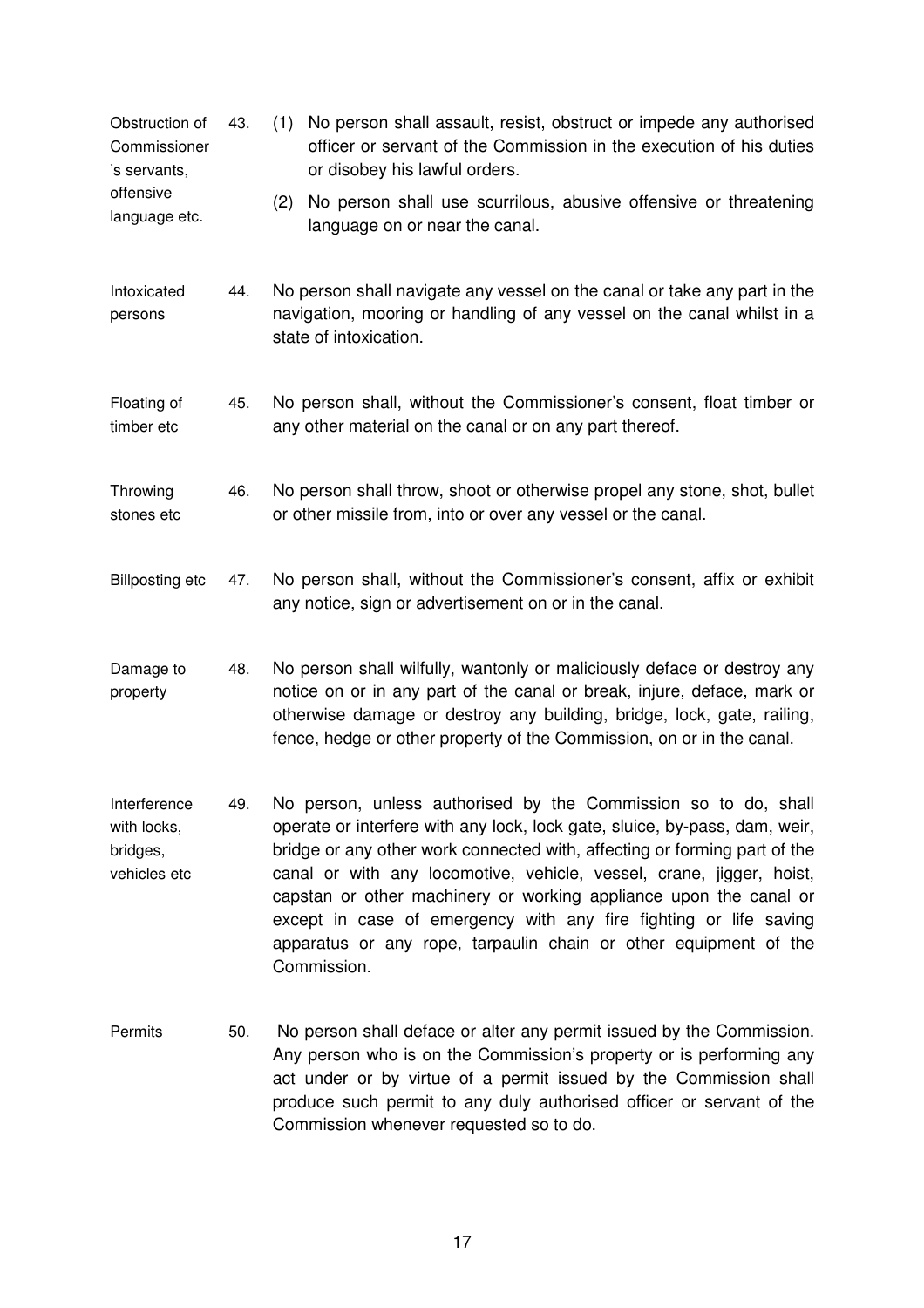**Obstruction of Commissioner's servants, offensive language etc.**

43. (1) No person shall assault, resist, obstruct or impede any authorised officer or servant of the Commission in the execution of his duties or disobey his lawful orders.

(2) No person shall use scurrilous, abusive offensive or threatening language on or near the canal.

**Intoxicated persons**

44. No person shall navigate any vessel on the canal or take any part in the navigation, mooring or handling of any vessel on the canal whilst in a state of intoxication.

**Floating of timber etc**

45. No person shall, without the Commissioner's consent, float timber or any other material on the canal or on any part thereof.

**Throwing stones etc**

46. No person shall throw, shoot or otherwise propel any stone, shot, bullet or other missile from, into or over any vessel or the canal.

**Billposting etc**

47. No person shall, without the Commissioner's consent, affix or exhibit any notice, sign or advertisement on or in the canal.

**Damage to property**

48. No person shall wilfully, wantonly or maliciously deface or destroy any notice on or in any part of the canal or break, injure, deface, mark or otherwise damage or destroy any building, bridge, lock, gate, railing, fence, hedge or other property of the Commission, on or in the canal.

**Interference with locks, bridges, vehicles etc**

49. No person, unless authorised by the Commission so to do, shall operate or interfere with any lock, lock gate, sluice, by-pass, dam, weir, bridge or any other work connected with, affecting or forming part of the canal or with any locomotive, vehicle, vessel, crane, jigger, hoist, capstan or other machinery or working appliance upon the canal or except in case of emergency with any fire fighting or life saving apparatus or any rope, tarpaulin chain or other equipment of the Commission.

**Permits**

50. No person shall deface or alter any permit issued by the Commission. Any person who is on the Commission's property or is performing any act under or by virtue of a permit issued by the Commission shall produce such permit to any duly authorised officer or servant of the Commission whenever requested so to do.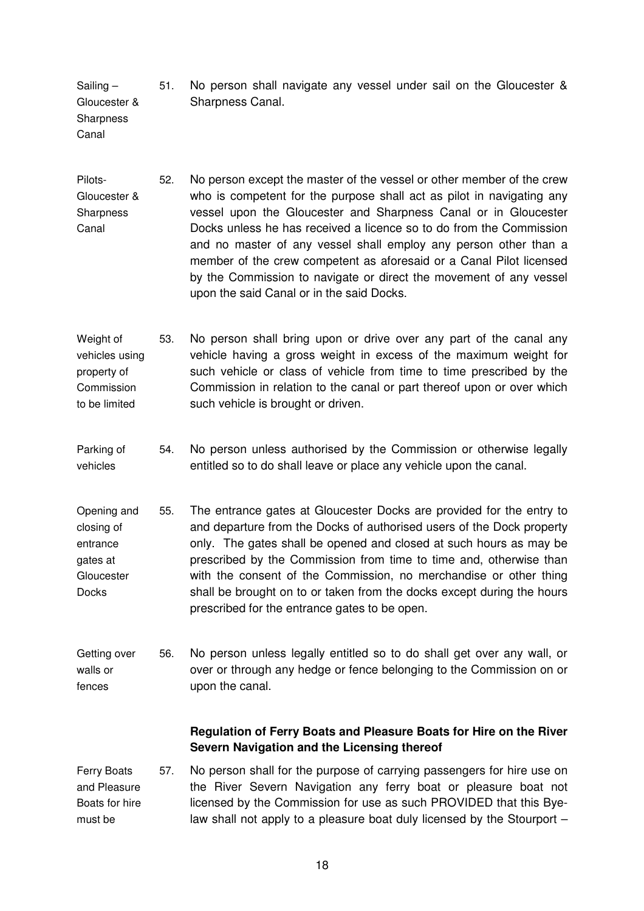**Sailing – Gloucester & Sharpness Canal**

51. No person shall navigate any vessel under sail on the Gloucester & Sharpness Canal.

**Pilots- Gloucester & Sharpness Canal**

52. No person except the master of the vessel or other member of the crew who is competent for the purpose shall act as pilot in navigating any vessel upon the Gloucester and Sharpness Canal or in Gloucester Docks unless he has received a licence so to do from the Commission and no master of any vessel shall employ any person other than a member of the crew competent as aforesaid or a Canal Pilot licensed by the Commission to navigate or direct the movement of any vessel upon the said Canal or in the said Docks.

**Weight of vehicles using property of Commission to be limited**

53. No person shall bring upon or drive over any part of the canal any vehicle having a gross weight in excess of the maximum weight for such vehicle or class of vehicle from time to time prescribed by the Commission in relation to the canal or part thereof upon or over which such vehicle is brought or driven.

**Parking of vehicles**

54. No person unless authorised by the Commission or otherwise legally entitled so to do shall leave or place any vehicle upon the canal.

**Opening and closing of entrance gates at Gloucester Docks**

55. The entrance gates at Gloucester Docks are provided for the entry to and departure from the Docks of authorised users of the Dock property only. The gates shall be opened and closed at such hours as may be prescribed by the Commission from time to time and, otherwise than with the consent of the Commission, no merchandise or other thing shall be brought on to or taken from the docks except during the hours prescribed for the entrance gates to be open.

**Getting over walls or fences**

56. No person unless legally entitled so to do shall get over any wall, or over or through any hedge or fence belonging to the Commission on or upon the canal.

### Regulation of Ferry Boats and Pleasure Boats for Hire on the River Severn Navigation and the Licensing thereof

**Ferry Boats and Pleasure Boats for hire must be**

57. No person shall for the purpose of carrying passengers for hire use on the River Severn Navigation any ferry boat or pleasure boat not licensed by the Commission for use as such PROVIDED that this Bye-law shall not apply to a pleasure boat duly licensed by the Stourport –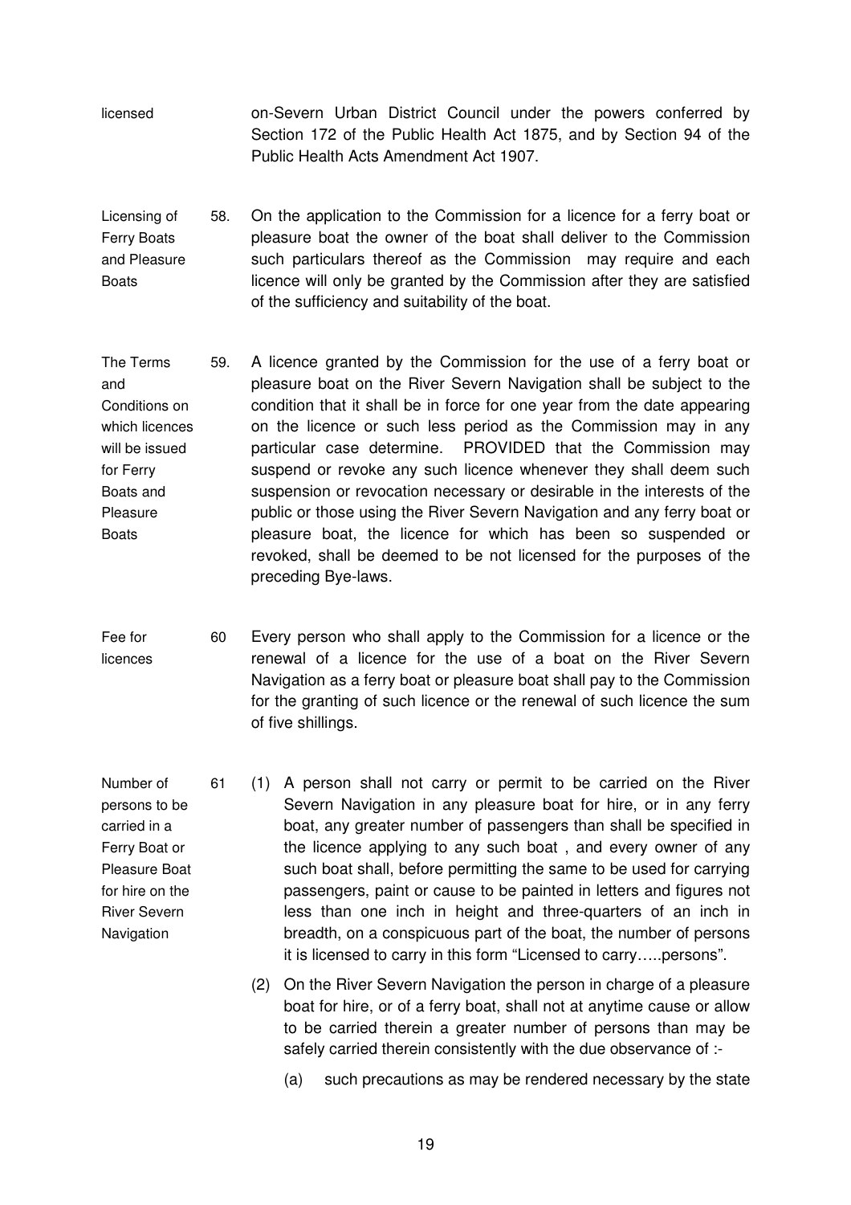licensed — on-Severn Urban District Council under the powers conferred by Section 172 of the Public Health Act 1875, and by Section 94 of the Public Health Acts Amendment Act 1907.

**Licensing of Ferry Boats and Pleasure Boats**

58. On the application to the Commission for a licence for a ferry boat or pleasure boat the owner of the boat shall deliver to the Commission such particulars thereof as the Commission may require and each licence will only be granted by the Commission after they are satisfied of the sufficiency and suitability of the boat.

**The Terms and Conditions on which licences will be issued for Ferry Boats and Pleasure Boats**

59. A licence granted by the Commission for the use of a ferry boat or pleasure boat on the River Severn Navigation shall be subject to the condition that it shall be in force for one year from the date appearing on the licence or such less period as the Commission may in any particular case determine. PROVIDED that the Commission may suspend or revoke any such licence whenever they shall deem such suspension or revocation necessary or desirable in the interests of the public or those using the River Severn Navigation and any ferry boat or pleasure boat, the licence for which has been so suspended or revoked, shall be deemed to be not licensed for the purposes of the preceding Bye-laws.

**Fee for licences**

60 Every person who shall apply to the Commission for a licence or the renewal of a licence for the use of a boat on the River Severn Navigation as a ferry boat or pleasure boat shall pay to the Commission for the granting of such licence or the renewal of such licence the sum of five shillings.

**Number of persons to be carried in a Ferry Boat or Pleasure Boat for hire on the River Severn Navigation**

61 (1) A person shall not carry or permit to be carried on the River Severn Navigation in any pleasure boat for hire, or in any ferry boat, any greater number of passengers than shall be specified in the licence applying to any such boat , and every owner of any such boat shall, before permitting the same to be used for carrying passengers, paint or cause to be painted in letters and figures not less than one inch in height and three-quarters of an inch in breadth, on a conspicuous part of the boat, the number of persons it is licensed to carry in this form "Licensed to carry…..persons".

(2) On the River Severn Navigation the person in charge of a pleasure boat for hire, or of a ferry boat, shall not at anytime cause or allow to be carried therein a greater number of persons than may be safely carried therein consistently with the due observance of :-

(a) such precautions as may be rendered necessary by the state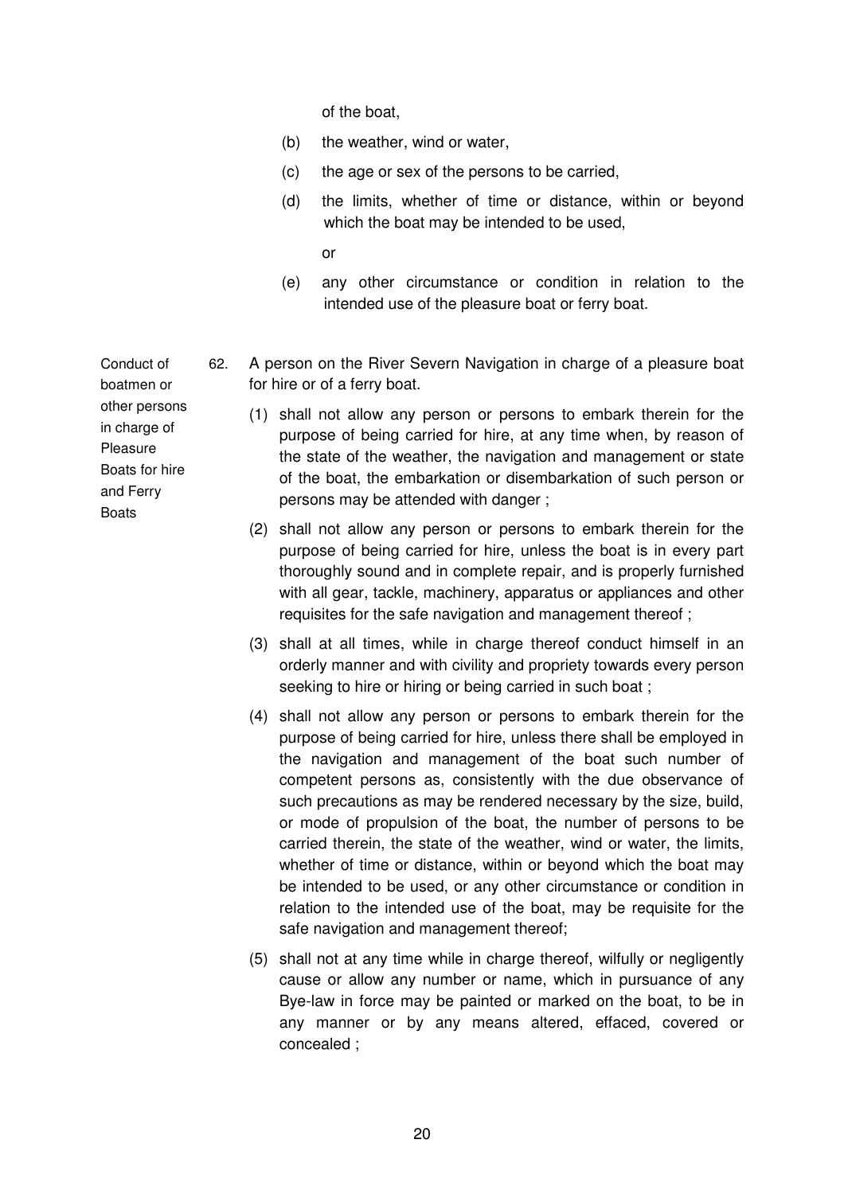of the boat,

(b) the weather, wind or water,

(c) the age or sex of the persons to be carried,

(d) the limits, whether of time or distance, within or beyond which the boat may be intended to be used,

or

(e) any other circumstance or condition in relation to the intended use of the pleasure boat or ferry boat.

**Conduct of boatmen or other persons in charge of Pleasure Boats for hire and Ferry Boats**

62. A person on the River Severn Navigation in charge of a pleasure boat for hire or of a ferry boat.

(1) shall not allow any person or persons to embark therein for the purpose of being carried for hire, at any time when, by reason of the state of the weather, the navigation and management or state of the boat, the embarkation or disembarkation of such person or persons may be attended with danger ;

(2) shall not allow any person or persons to embark therein for the purpose of being carried for hire, unless the boat is in every part thoroughly sound and in complete repair, and is properly furnished with all gear, tackle, machinery, apparatus or appliances and other requisites for the safe navigation and management thereof ;

(3) shall at all times, while in charge thereof conduct himself in an orderly manner and with civility and propriety towards every person seeking to hire or hiring or being carried in such boat ;

(4) shall not allow any person or persons to embark therein for the purpose of being carried for hire, unless there shall be employed in the navigation and management of the boat such number of competent persons as, consistently with the due observance of such precautions as may be rendered necessary by the size, build, or mode of propulsion of the boat, the number of persons to be carried therein, the state of the weather, wind or water, the limits, whether of time or distance, within or beyond which the boat may be intended to be used, or any other circumstance or condition in relation to the intended use of the boat, may be requisite for the safe navigation and management thereof;

(5) shall not at any time while in charge thereof, wilfully or negligently cause or allow any number or name, which in pursuance of any Bye-law in force may be painted or marked on the boat, to be in any manner or by any means altered, effaced, covered or concealed ;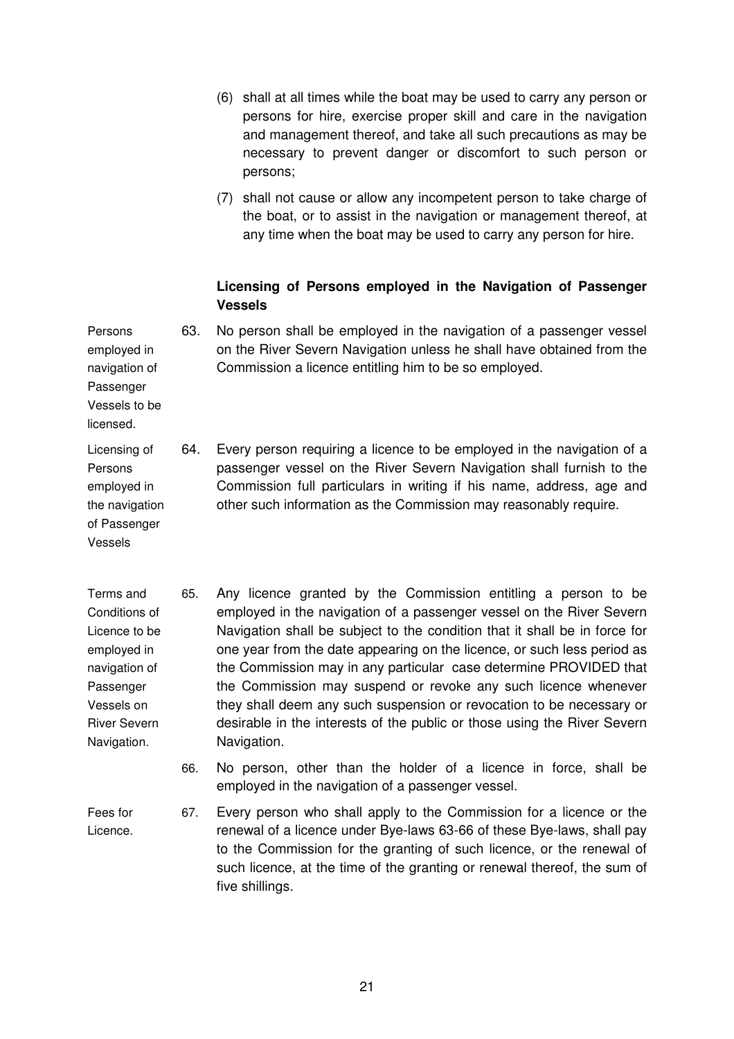(6) shall at all times while the boat may be used to carry any person or persons for hire, exercise proper skill and care in the navigation and management thereof, and take all such precautions as may be necessary to prevent danger or discomfort to such person or persons;

(7) shall not cause or allow any incompetent person to take charge of the boat, or to assist in the navigation or management thereof, at any time when the boat may be used to carry any person for hire.

**Licensing of Persons employed in the Navigation of Passenger Vessels**

*Persons employed in navigation of Passenger Vessels to be licensed.*

63. No person shall be employed in the navigation of a passenger vessel on the River Severn Navigation unless he shall have obtained from the Commission a licence entitling him to be so employed.

*Licensing of Persons employed in the navigation of Passenger Vessels*

64. Every person requiring a licence to be employed in the navigation of a passenger vessel on the River Severn Navigation shall furnish to the Commission full particulars in writing if his name, address, age and other such information as the Commission may reasonably require.

*Terms and Conditions of Licence to be employed in navigation of Passenger Vessels on River Severn Navigation.*

65. Any licence granted by the Commission entitling a person to be employed in the navigation of a passenger vessel on the River Severn Navigation shall be subject to the condition that it shall be in force for one year from the date appearing on the licence, or such less period as the Commission may in any particular case determine PROVIDED that the Commission may suspend or revoke any such licence whenever they shall deem any such suspension or revocation to be necessary or desirable in the interests of the public or those using the River Severn Navigation.

66. No person, other than the holder of a licence in force, shall be employed in the navigation of a passenger vessel.

*Fees for Licence.*

67. Every person who shall apply to the Commission for a licence or the renewal of a licence under Bye-laws 63-66 of these Bye-laws, shall pay to the Commission for the granting of such licence, or the renewal of such licence, at the time of the granting or renewal thereof, the sum of five shillings.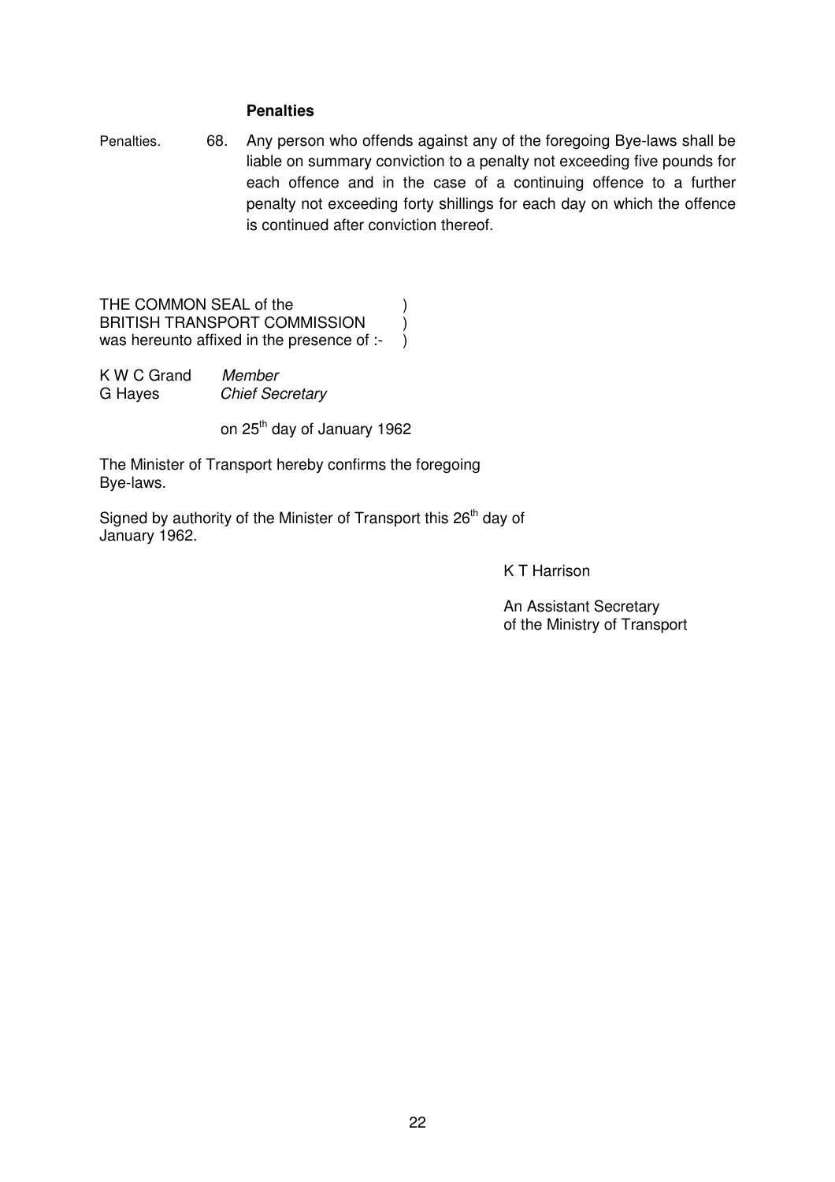### Penalties

Penalties. 68. Any person who offends against any of the foregoing Bye-laws shall be liable on summary conviction to a penalty not exceeding five pounds for each offence and in the case of a continuing offence to a further penalty not exceeding forty shillings for each day on which the offence is continued after conviction thereof.

THE COMMON SEAL of the )
BRITISH TRANSPORT COMMISSION )
was hereunto affixed in the presence of :- )

K W C Grand *Member*
G Hayes *Chief Secretary*

on 25th day of January 1962

The Minister of Transport hereby confirms the foregoing Bye-laws.

Signed by authority of the Minister of Transport this 26th day of January 1962.

K T Harrison

An Assistant Secretary
of the Ministry of Transport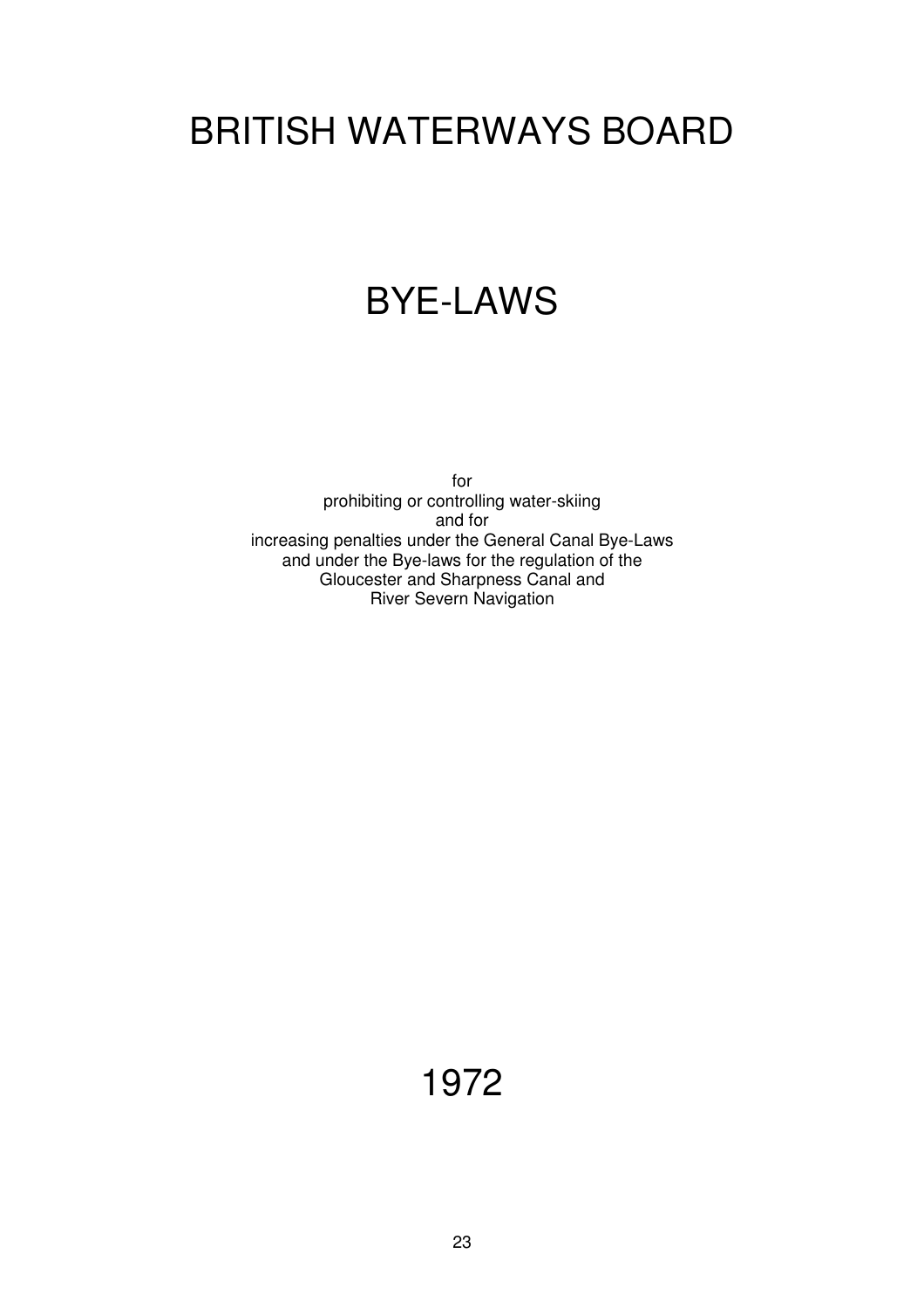# BRITISH WATERWAYS BOARD

# BYE-LAWS

for
prohibiting or controlling water-skiing
and for
increasing penalties under the General Canal Bye-Laws
and under the Bye-laws for the regulation of the
Gloucester and Sharpness Canal and
River Severn Navigation

# 1972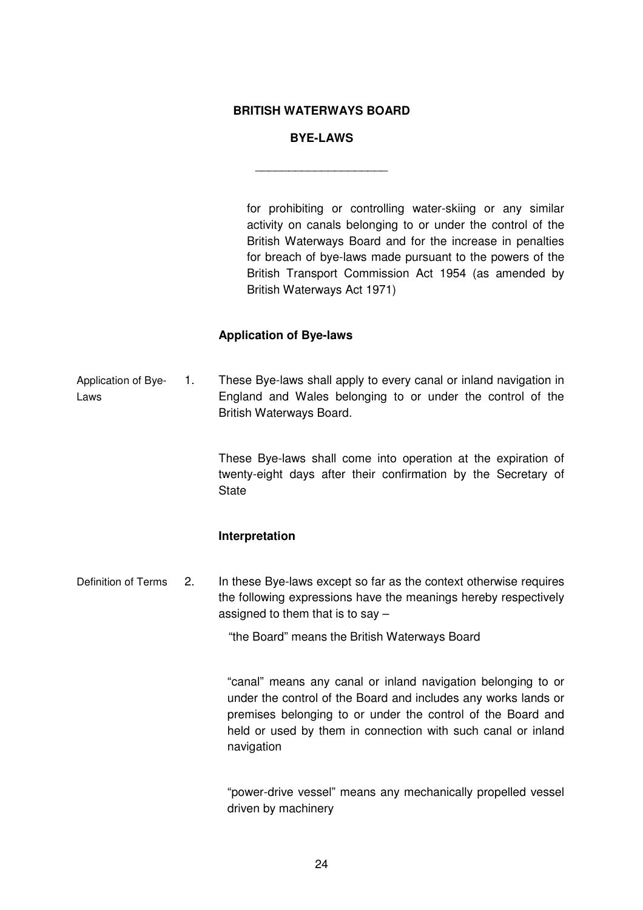**BRITISH WATERWAYS BOARD**

**BYE-LAWS**

---

for prohibiting or controlling water-skiing or any similar activity on canals belonging to or under the control of the British Waterways Board and for the increase in penalties for breach of bye-laws made pursuant to the powers of the British Transport Commission Act 1954 (as amended by British Waterways Act 1971)

### Application of Bye-laws

Application of Bye-Laws

1. These Bye-laws shall apply to every canal or inland navigation in England and Wales belonging to or under the control of the British Waterways Board.

   These Bye-laws shall come into operation at the expiration of twenty-eight days after their confirmation by the Secretary of State

### Interpretation

Definition of Terms

2. In these Bye-laws except so far as the context otherwise requires the following expressions have the meanings hereby respectively assigned to them that is to say –

   "the Board" means the British Waterways Board

   "canal" means any canal or inland navigation belonging to or under the control of the Board and includes any works lands or premises belonging to or under the control of the Board and held or used by them in connection with such canal or inland navigation

   "power-drive vessel" means any mechanically propelled vessel driven by machinery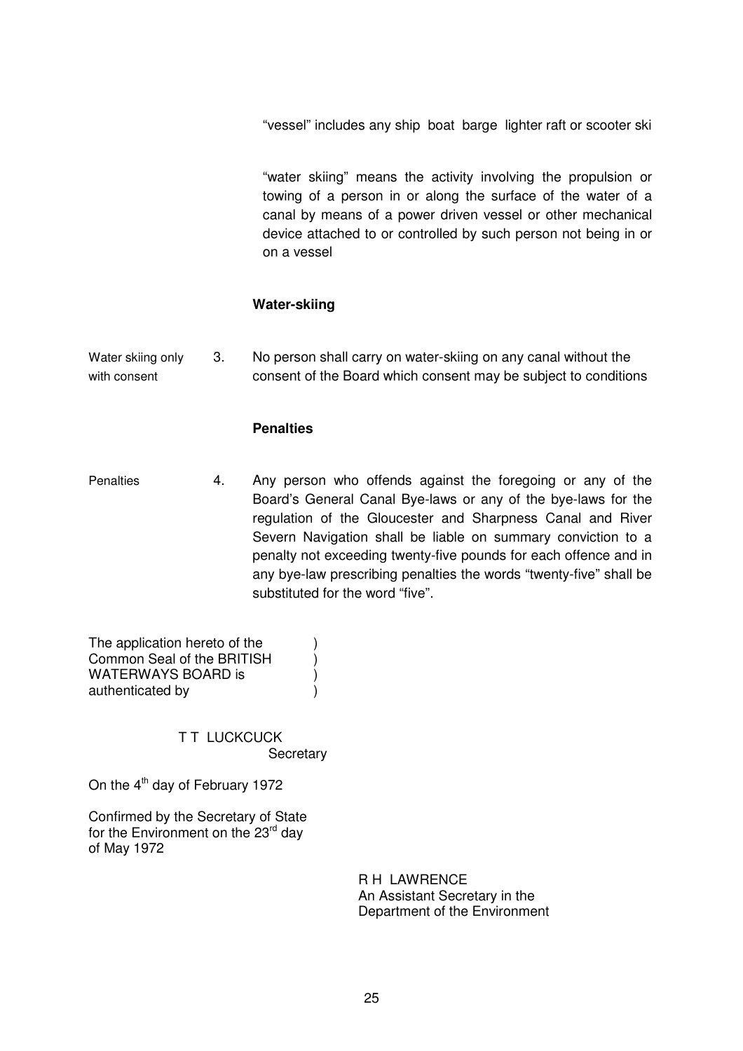"vessel" includes any ship boat barge lighter raft or scooter ski

"water skiing" means the activity involving the propulsion or towing of a person in or along the surface of the water of a canal by means of a power driven vessel or other mechanical device attached to or controlled by such person not being in or on a vessel

**Water-skiing**

Water skiing only with consent

3. No person shall carry on water-skiing on any canal without the consent of the Board which consent may be subject to conditions

**Penalties**

Penalties

4. Any person who offends against the foregoing or any of the Board's General Canal Bye-laws or any of the bye-laws for the regulation of the Gloucester and Sharpness Canal and River Severn Navigation shall be liable on summary conviction to a penalty not exceeding twenty-five pounds for each offence and in any bye-law prescribing penalties the words "twenty-five" shall be substituted for the word "five".

The application hereto of the Common Seal of the BRITISH WATERWAYS BOARD is authenticated by )

T T LUCKCUCK
Secretary

On the 4th day of February 1972

Confirmed by the Secretary of State for the Environment on the 23rd day of May 1972

R H LAWRENCE
An Assistant Secretary in the Department of the Environment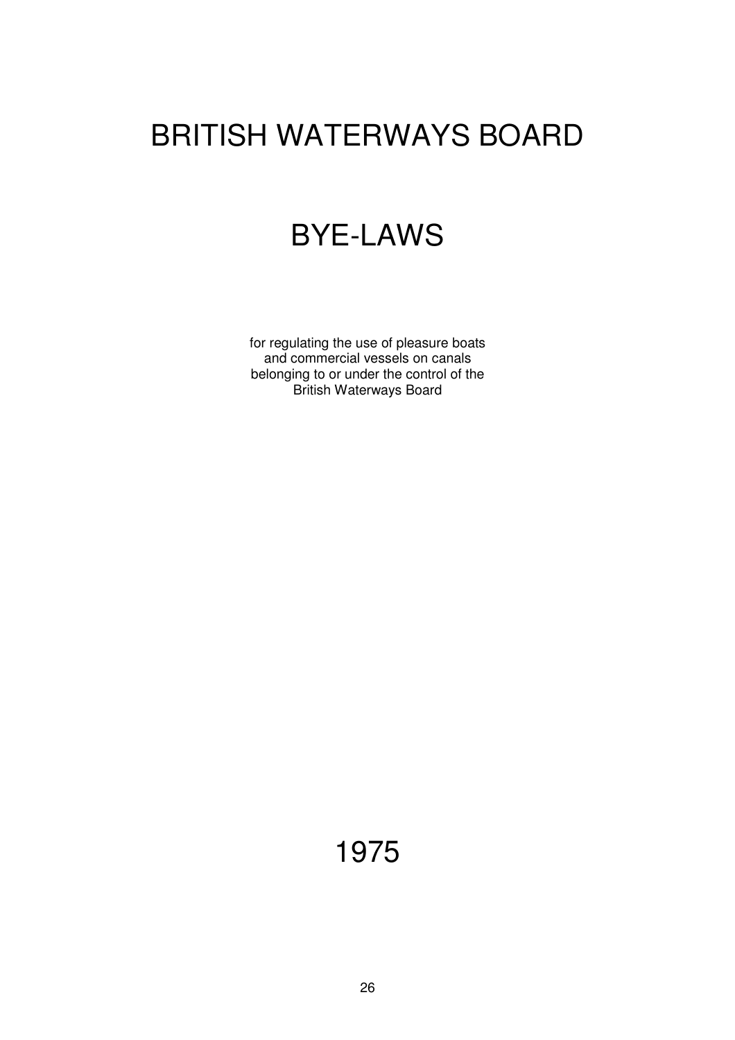# BRITISH WATERWAYS BOARD

# BYE-LAWS

for regulating the use of pleasure boats and commercial vessels on canals belonging to or under the control of the British Waterways Board

1975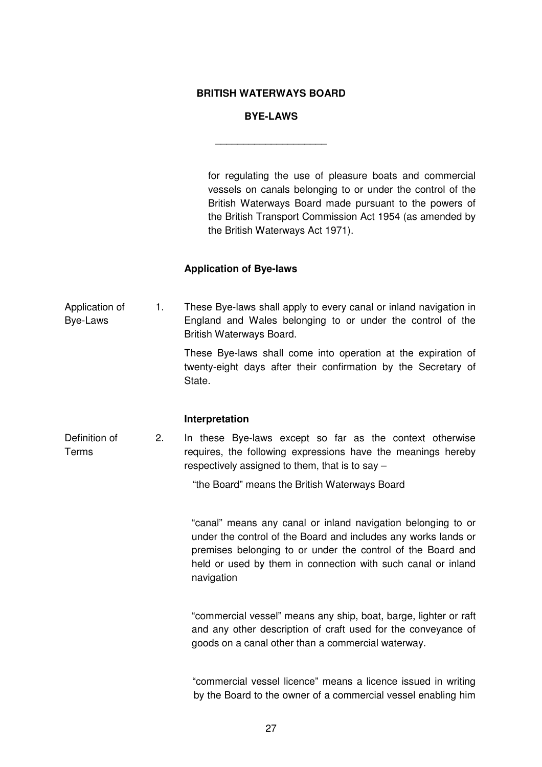**BRITISH WATERWAYS BOARD**

**BYE-LAWS**

---

for regulating the use of pleasure boats and commercial vessels on canals belonging to or under the control of the British Waterways Board made pursuant to the powers of the British Transport Commission Act 1954 (as amended by the British Waterways Act 1971).

### Application of Bye-laws

Application of Bye-Laws

1. These Bye-laws shall apply to every canal or inland navigation in England and Wales belonging to or under the control of the British Waterways Board.

   These Bye-laws shall come into operation at the expiration of twenty-eight days after their confirmation by the Secretary of State.

### Interpretation

Definition of Terms

2. In these Bye-laws except so far as the context otherwise requires, the following expressions have the meanings hereby respectively assigned to them, that is to say –

   "the Board" means the British Waterways Board

   "canal" means any canal or inland navigation belonging to or under the control of the Board and includes any works lands or premises belonging to or under the control of the Board and held or used by them in connection with such canal or inland navigation

   "commercial vessel" means any ship, boat, barge, lighter or raft and any other description of craft used for the conveyance of goods on a canal other than a commercial waterway.

   "commercial vessel licence" means a licence issued in writing by the Board to the owner of a commercial vessel enabling him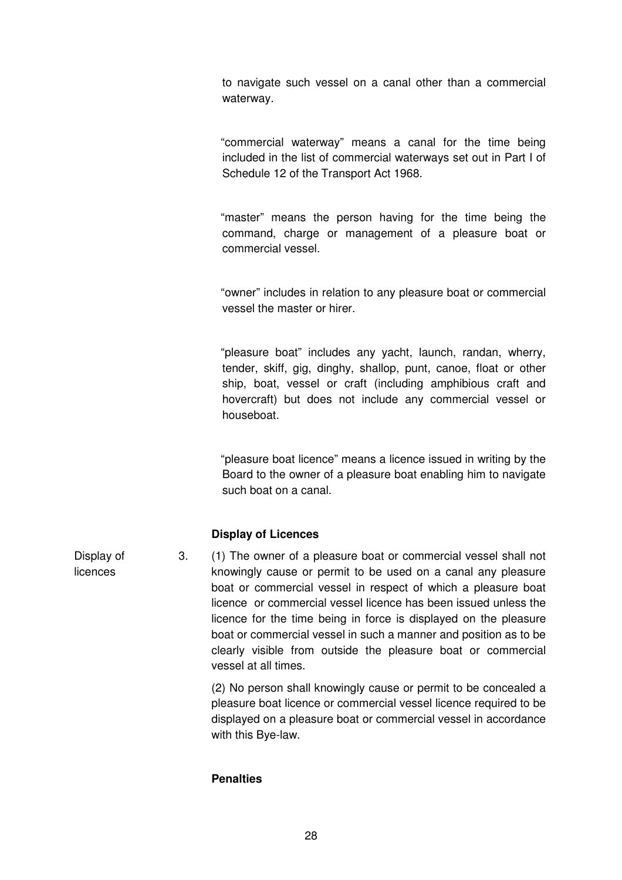to navigate such vessel on a canal other than a commercial waterway.

"commercial waterway" means a canal for the time being included in the list of commercial waterways set out in Part I of Schedule 12 of the Transport Act 1968.

"master" means the person having for the time being the command, charge or management of a pleasure boat or commercial vessel.

"owner" includes in relation to any pleasure boat or commercial vessel the master or hirer.

"pleasure boat" includes any yacht, launch, randan, wherry, tender, skiff, gig, dinghy, shallop, punt, canoe, float or other ship, boat, vessel or craft (including amphibious craft and hovercraft) but does not include any commercial vessel or houseboat.

"pleasure boat licence" means a licence issued in writing by the Board to the owner of a pleasure boat enabling him to navigate such boat on a canal.

**Display of Licences**

Display of licences

3. (1) The owner of a pleasure boat or commercial vessel shall not knowingly cause or permit to be used on a canal any pleasure boat or commercial vessel in respect of which a pleasure boat licence or commercial vessel licence has been issued unless the licence for the time being in force is displayed on the pleasure boat or commercial vessel in such a manner and position as to be clearly visible from outside the pleasure boat or commercial vessel at all times.

(2) No person shall knowingly cause or permit to be concealed a pleasure boat licence or commercial vessel licence required to be displayed on a pleasure boat or commercial vessel in accordance with this Bye-law.

**Penalties**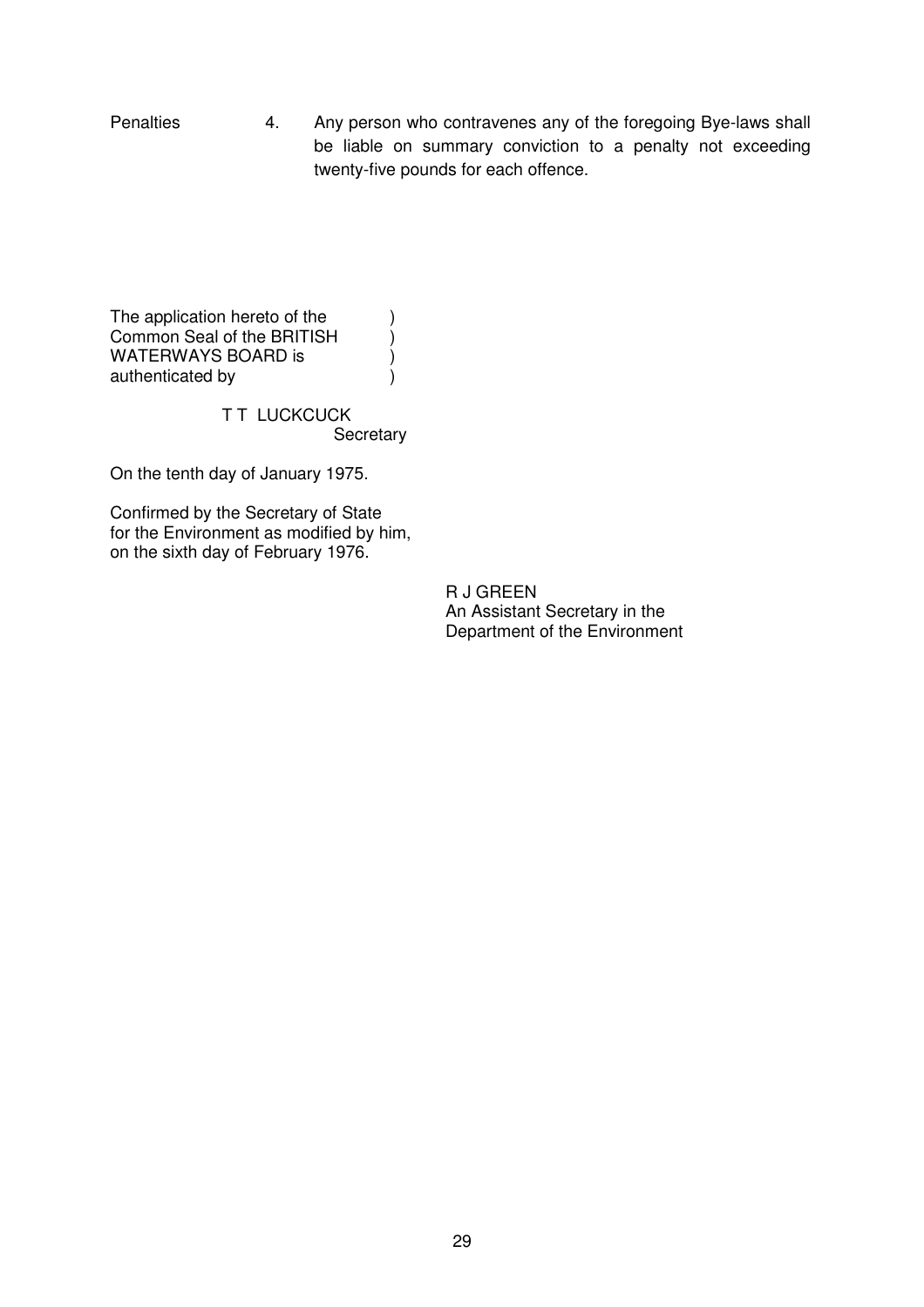Penalties 4. Any person who contravenes any of the foregoing Bye-laws shall be liable on summary conviction to a penalty not exceeding twenty-five pounds for each offence.

The application hereto of the Common Seal of the BRITISH WATERWAYS BOARD is authenticated by

T T LUCKCUCK
Secretary

On the tenth day of January 1975.

Confirmed by the Secretary of State for the Environment as modified by him, on the sixth day of February 1976.

R J GREEN
An Assistant Secretary in the Department of the Environment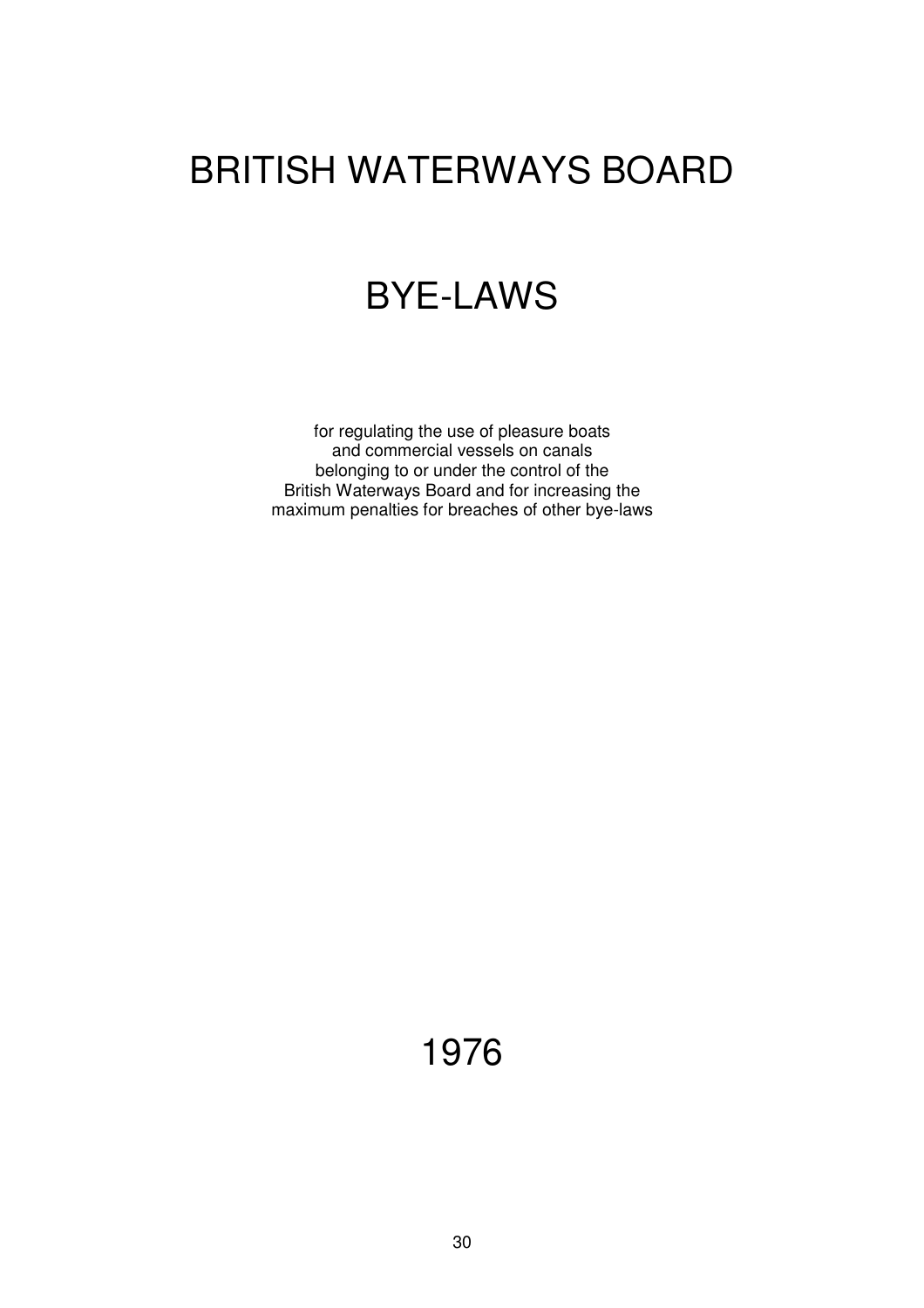# BRITISH WATERWAYS BOARD

# BYE-LAWS

for regulating the use of pleasure boats
and commercial vessels on canals
belonging to or under the control of the
British Waterways Board and for increasing the
maximum penalties for breaches of other bye-laws

1976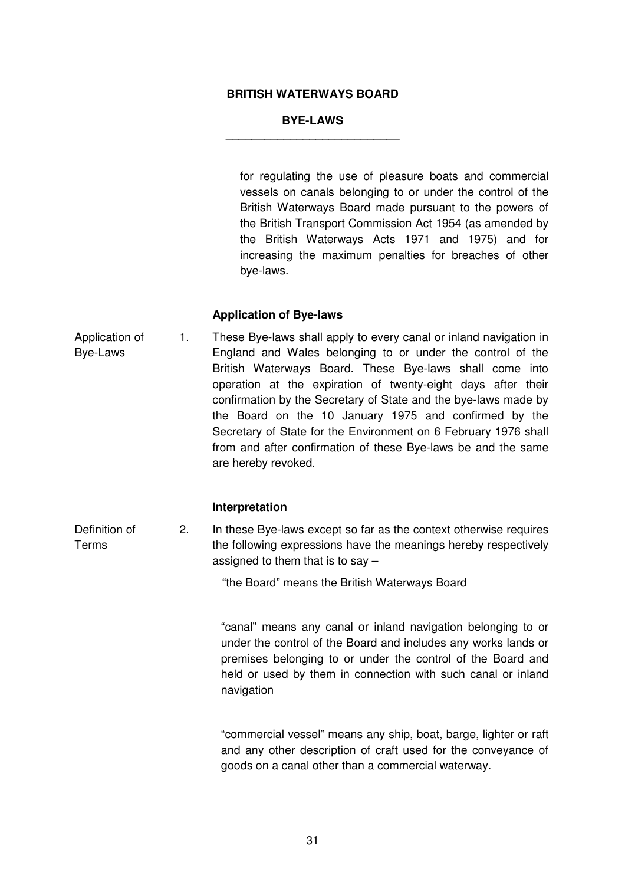**BRITISH WATERWAYS BOARD**

**BYE-LAWS**

for regulating the use of pleasure boats and commercial vessels on canals belonging to or under the control of the British Waterways Board made pursuant to the powers of the British Transport Commission Act 1954 (as amended by the British Waterways Acts 1971 and 1975) and for increasing the maximum penalties for breaches of other bye-laws.

**Application of Bye-laws**

Application of Bye-Laws

1. These Bye-laws shall apply to every canal or inland navigation in England and Wales belonging to or under the control of the British Waterways Board. These Bye-laws shall come into operation at the expiration of twenty-eight days after their confirmation by the Secretary of State and the bye-laws made by the Board on the 10 January 1975 and confirmed by the Secretary of State for the Environment on 6 February 1976 shall from and after confirmation of these Bye-laws be and the same are hereby revoked.

**Interpretation**

Definition of Terms

2. In these Bye-laws except so far as the context otherwise requires the following expressions have the meanings hereby respectively assigned to them that is to say –

"the Board" means the British Waterways Board

"canal" means any canal or inland navigation belonging to or under the control of the Board and includes any works lands or premises belonging to or under the control of the Board and held or used by them in connection with such canal or inland navigation

"commercial vessel" means any ship, boat, barge, lighter or raft and any other description of craft used for the conveyance of goods on a canal other than a commercial waterway.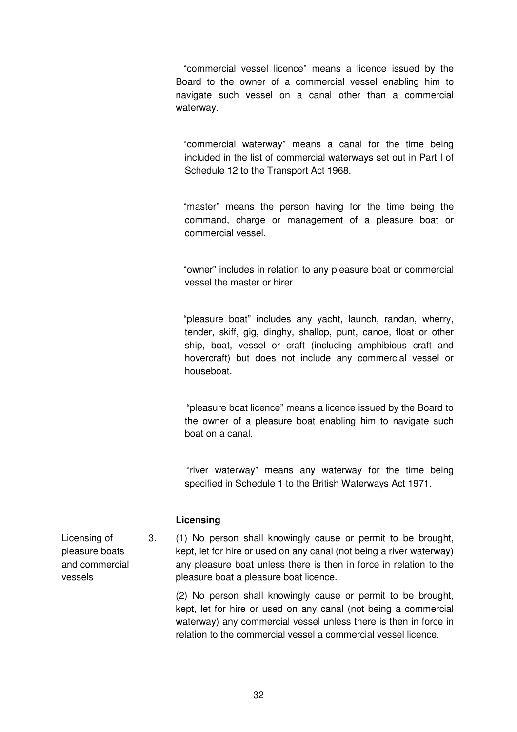"commercial vessel licence" means a licence issued by the Board to the owner of a commercial vessel enabling him to navigate such vessel on a canal other than a commercial waterway.

"commercial waterway" means a canal for the time being included in the list of commercial waterways set out in Part I of Schedule 12 to the Transport Act 1968.

"master" means the person having for the time being the command, charge or management of a pleasure boat or commercial vessel.

"owner" includes in relation to any pleasure boat or commercial vessel the master or hirer.

"pleasure boat" includes any yacht, launch, randan, wherry, tender, skiff, gig, dinghy, shallop, punt, canoe, float or other ship, boat, vessel or craft (including amphibious craft and hovercraft) but does not include any commercial vessel or houseboat.

"pleasure boat licence" means a licence issued by the Board to the owner of a pleasure boat enabling him to navigate such boat on a canal.

"river waterway" means any waterway for the time being specified in Schedule 1 to the British Waterways Act 1971.

### Licensing

Licensing of pleasure boats and commercial vessels

3. (1) No person shall knowingly cause or permit to be brought, kept, let for hire or used on any canal (not being a river waterway) any pleasure boat unless there is then in force in relation to the pleasure boat a pleasure boat licence.

(2) No person shall knowingly cause or permit to be brought, kept, let for hire or used on any canal (not being a commercial waterway) any commercial vessel unless there is then in force in relation to the commercial vessel a commercial vessel licence.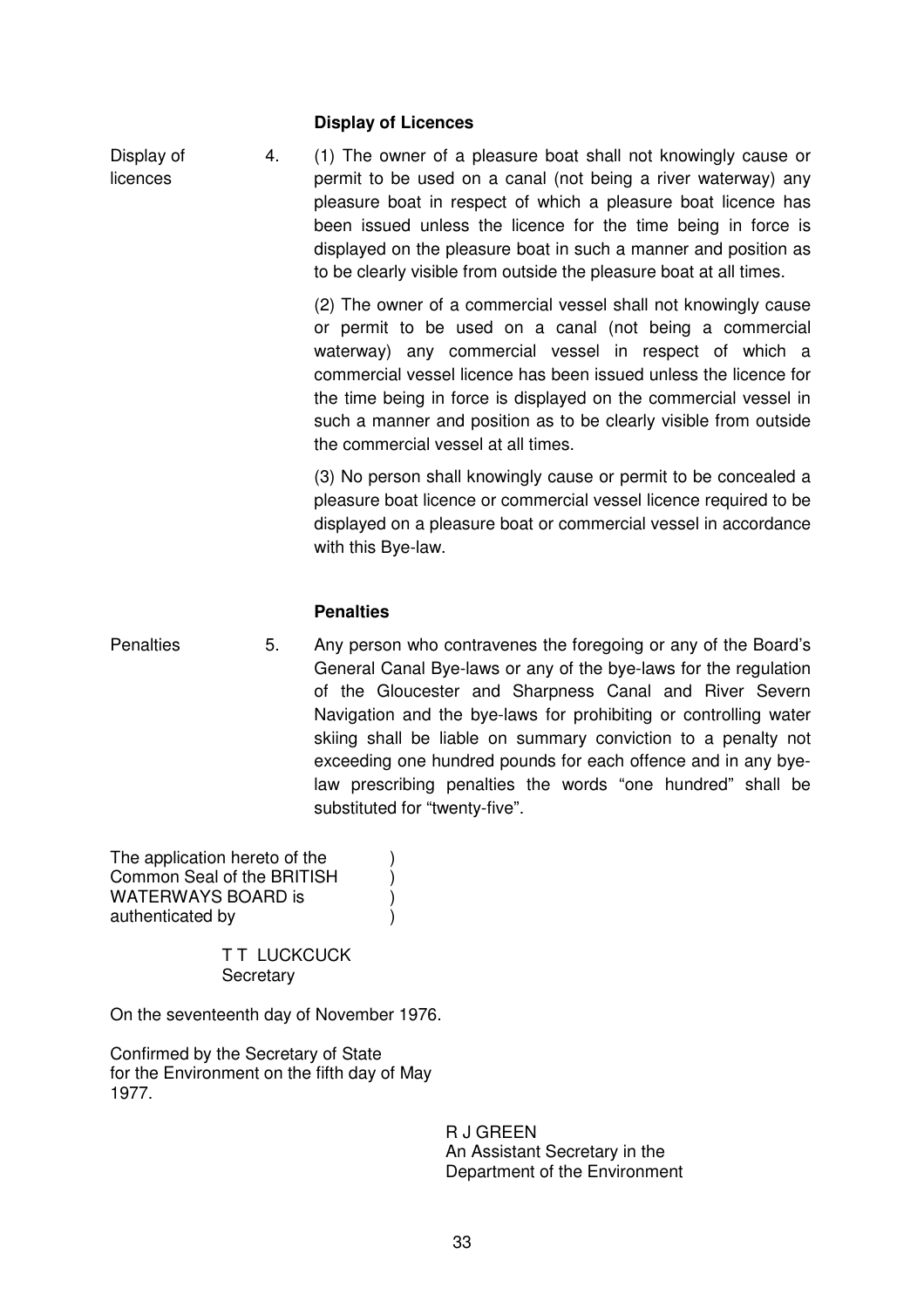### Display of Licences

Display of licences

4. (1) The owner of a pleasure boat shall not knowingly cause or permit to be used on a canal (not being a river waterway) any pleasure boat in respect of which a pleasure boat licence has been issued unless the licence for the time being in force is displayed on the pleasure boat in such a manner and position as to be clearly visible from outside the pleasure boat at all times.

(2) The owner of a commercial vessel shall not knowingly cause or permit to be used on a canal (not being a commercial waterway) any commercial vessel in respect of which a commercial vessel licence has been issued unless the licence for the time being in force is displayed on the commercial vessel in such a manner and position as to be clearly visible from outside the commercial vessel at all times.

(3) No person shall knowingly cause or permit to be concealed a pleasure boat licence or commercial vessel licence required to be displayed on a pleasure boat or commercial vessel in accordance with this Bye-law.

### Penalties

Penalties

5. Any person who contravenes the foregoing or any of the Board's General Canal Bye-laws or any of the bye-laws for the regulation of the Gloucester and Sharpness Canal and River Severn Navigation and the bye-laws for prohibiting or controlling water skiing shall be liable on summary conviction to a penalty not exceeding one hundred pounds for each offence and in any bye-law prescribing penalties the words "one hundred" shall be substituted for "twenty-five".

The application hereto of the Common Seal of the BRITISH WATERWAYS BOARD is authenticated by )

T T LUCKCUCK
Secretary

On the seventeenth day of November 1976.

Confirmed by the Secretary of State for the Environment on the fifth day of May 1977.

R J GREEN
An Assistant Secretary in the Department of the Environment